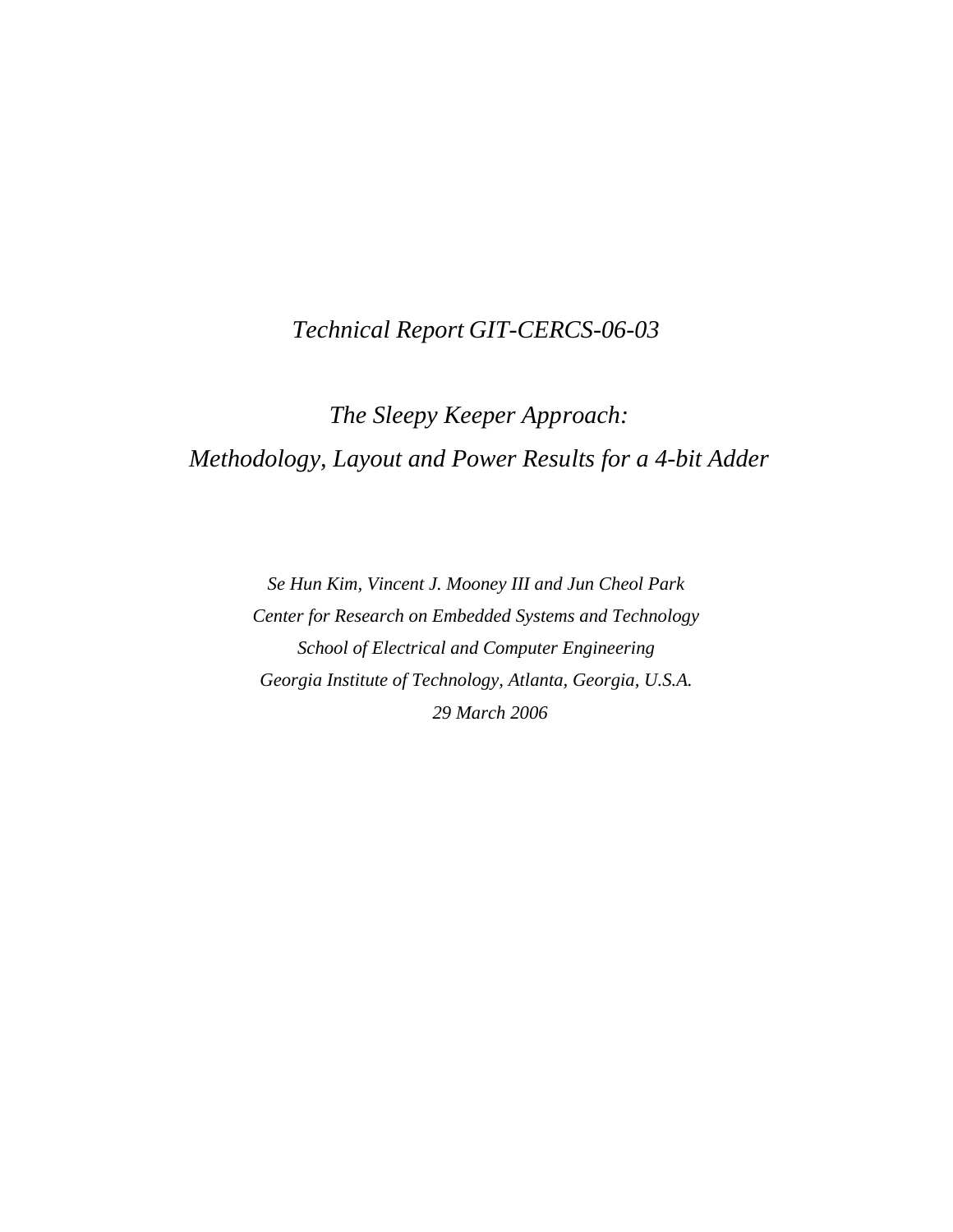*Technical Report GIT-CERCS-06-03*

# *The Sleepy Keeper Approach: Methodology, Layout and Power Results for a 4-bit Adder*

*Se Hun Kim, Vincent J. Mooney III and Jun Cheol Park*

*Center for Research on Embedded Systems and Technology*

*School of Electrical and Computer Engineering*

*Georgia Institute of Technology, Atlanta, Georgia, U.S.A.*

*29 March 2006*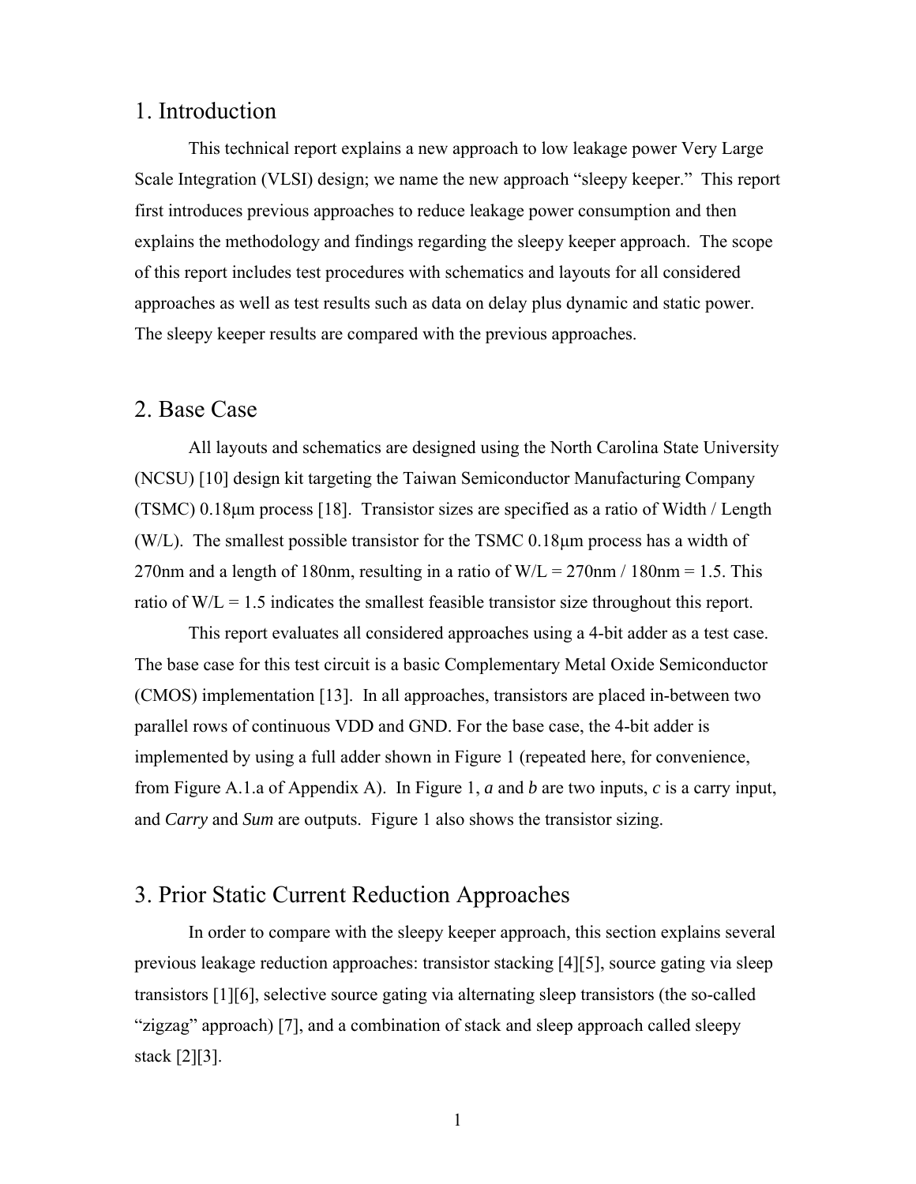# 1. Introduction

This technical report explains a new approach to low leakage power Very Large Scale Integration (VLSI) design; we name the new approach "sleepy keeper." This report first introduces previous approaches to reduce leakage power consumption and then explains the methodology and findings regarding the sleepy keeper approach. The scope of this report includes test procedures with schematics and layouts for all considered approaches as well as test results such as data on delay plus dynamic and static power. The sleepy keeper results are compared with the previous approaches.

# 2. Base Case

All layouts and schematics are designed using the North Carolina State University (NCSU) [10] design kit targeting the Taiwan Semiconductor Manufacturing Company (TSMC) 0.18μm process [18]. Transistor sizes are specified as a ratio of Width / Length (W/L). The smallest possible transistor for the TSMC 0.18μm process has a width of 270nm and a length of 180nm, resulting in a ratio of W/L = 270nm / 180nm = 1.5. This ratio of W/L = 1.5 indicates the smallest feasible transistor size throughout this report.

This report evaluates all considered approaches using a 4-bit adder as a test case. The base case for this test circuit is a basic Complementary Metal Oxide Semiconductor (CMOS) implementation [13]. In all approaches, transistors are placed in-between two parallel rows of continuous VDD and GND. For the base case, the 4-bit adder is implemented by using a full adder shown in Figure 1 (repeated here, for convenience, from Figure A.1.a of Appendix A). In Figure 1, *a* and *b* are two inputs, *c* is a carry input, and *Carry* and *Sum* are outputs. Figure 1 also shows the transistor sizing.

# 3. Prior Static Current Reduction Approaches

In order to compare with the sleepy keeper approach, this section explains several previous leakage reduction approaches: transistor stacking [4][5], source gating via sleep transistors [1][6], selective source gating via alternating sleep transistors (the so-called "zigzag" approach) [7], and a combination of stack and sleep approach called sleepy stack [2][3].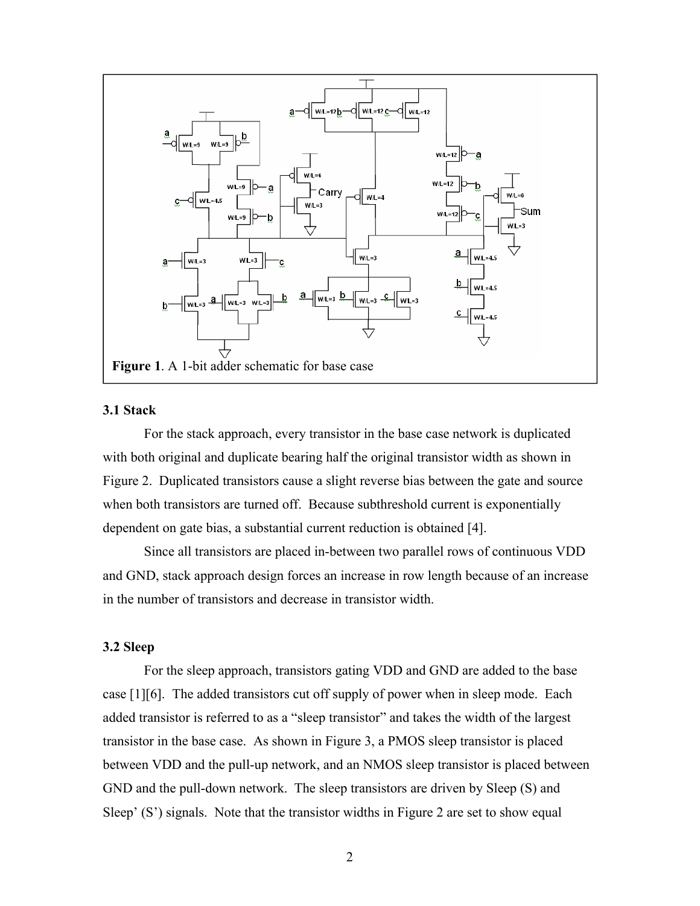**Figure 1**. A 1-bit adder schematic for base case

### 3.1 Stack

For the stack approach, every transistor in the base case network is duplicated with both original and duplicate bearing half the original transistor width as shown in Figure 2. Duplicated transistors cause a slight reverse bias between the gate and source when both transistors are turned off. Because subthreshold current is exponentially dependent on gate bias, a substantial current reduction is obtained [4].

Since all transistors are placed in-between two parallel rows of continuous VDD and GND, stack approach design forces an increase in row length because of an increase in the number of transistors and decrease in transistor width.

### 3.2 Sleep

For the sleep approach, transistors gating VDD and GND are added to the base case [1][6]. The added transistors cut off supply of power when in sleep mode. Each added transistor is referred to as a "sleep transistor" and takes the width of the largest transistor in the base case. As shown in Figure 3, a PMOS sleep transistor is placed between VDD and the pull-up network, and an NMOS sleep transistor is placed between GND and the pull-down network. The sleep transistors are driven by Sleep (S) and Sleep' (S') signals. Note that the transistor widths in Figure 2 are set to show equal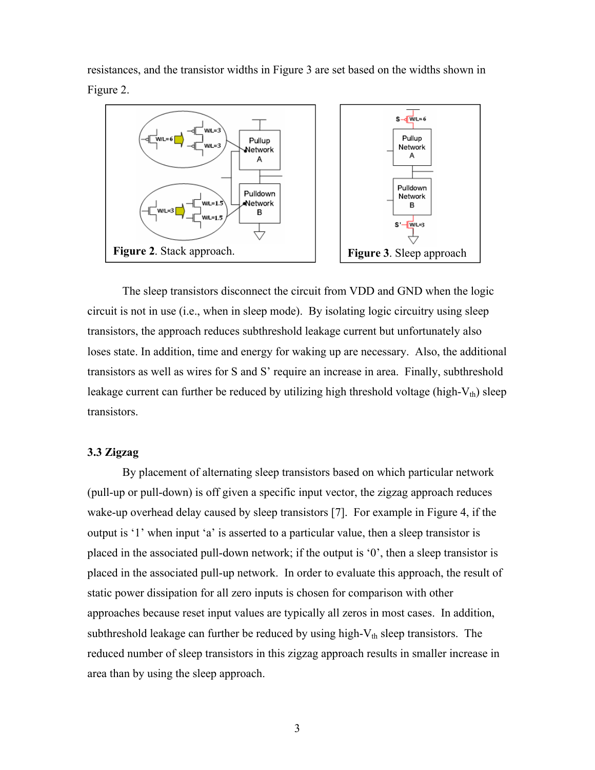resistances, and the transistor widths in Figure 3 are set based on the widths shown in Figure 2.

**Figure 2**. Stack approach.

**Figure 3**. Sleep approach

The sleep transistors disconnect the circuit from VDD and GND when the logic circuit is not in use (i.e., when in sleep mode). By isolating logic circuitry using sleep transistors, the approach reduces subthreshold leakage current but unfortunately also loses state. In addition, time and energy for waking up are necessary. Also, the additional transistors as well as wires for S and S' require an increase in area. Finally, subthreshold leakage current can further be reduced by utilizing high threshold voltage (high-$V_{th}$) sleep transistors.

### 3.3 Zigzag

By placement of alternating sleep transistors based on which particular network (pull-up or pull-down) is off given a specific input vector, the zigzag approach reduces wake-up overhead delay caused by sleep transistors [7]. For example in Figure 4, if the output is '1' when input 'a' is asserted to a particular value, then a sleep transistor is placed in the associated pull-down network; if the output is '0', then a sleep transistor is placed in the associated pull-up network. In order to evaluate this approach, the result of static power dissipation for all zero inputs is chosen for comparison with other approaches because reset input values are typically all zeros in most cases. In addition, subthreshold leakage can further be reduced by using high-$V_{th}$ sleep transistors. The reduced number of sleep transistors in this zigzag approach results in smaller increase in area than by using the sleep approach.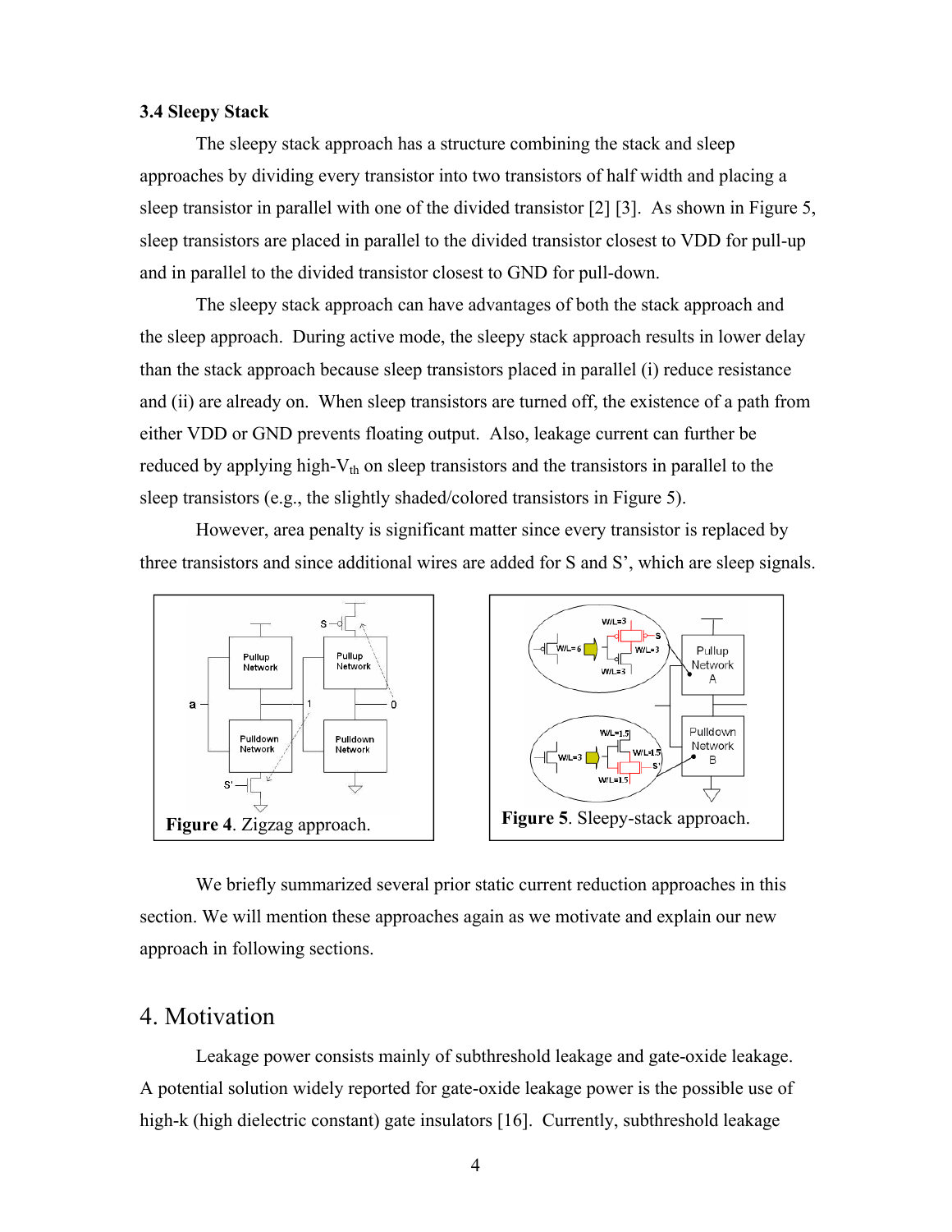### 3.4 Sleepy Stack

The sleepy stack approach has a structure combining the stack and sleep approaches by dividing every transistor into two transistors of half width and placing a sleep transistor in parallel with one of the divided transistor [2] [3]. As shown in Figure 5, sleep transistors are placed in parallel to the divided transistor closest to VDD for pull-up and in parallel to the divided transistor closest to GND for pull-down.

The sleepy stack approach can have advantages of both the stack approach and the sleep approach. During active mode, the sleepy stack approach results in lower delay than the stack approach because sleep transistors placed in parallel (i) reduce resistance and (ii) are already on. When sleep transistors are turned off, the existence of a path from either VDD or GND prevents floating output. Also, leakage current can further be reduced by applying high-$V_{th}$ on sleep transistors and the transistors in parallel to the sleep transistors (e.g., the slightly shaded/colored transistors in Figure 5).

However, area penalty is significant matter since every transistor is replaced by three transistors and since additional wires are added for S and S', which are sleep signals.

**Figure 4**. Zigzag approach.

**Figure 5**. Sleepy-stack approach.

We briefly summarized several prior static current reduction approaches in this section. We will mention these approaches again as we motivate and explain our new approach in following sections.

## 4. Motivation

Leakage power consists mainly of subthreshold leakage and gate-oxide leakage. A potential solution widely reported for gate-oxide leakage power is the possible use of high-k (high dielectric constant) gate insulators [16]. Currently, subthreshold leakage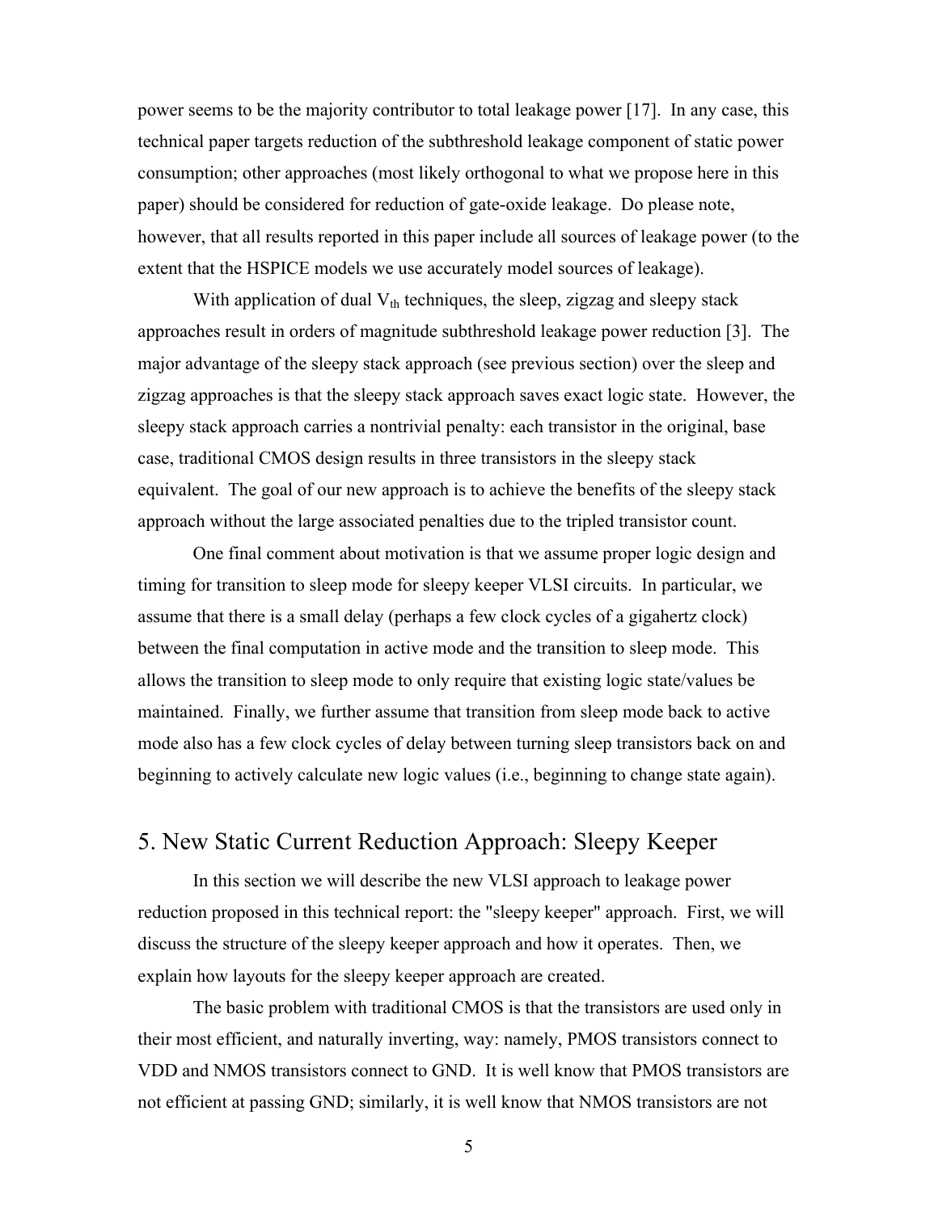power seems to be the majority contributor to total leakage power [17]. In any case, this technical paper targets reduction of the subthreshold leakage component of static power consumption; other approaches (most likely orthogonal to what we propose here in this paper) should be considered for reduction of gate-oxide leakage. Do please note, however, that all results reported in this paper include all sources of leakage power (to the extent that the HSPICE models we use accurately model sources of leakage).

With application of dual $V_{th}$ techniques, the sleep, zigzag and sleepy stack approaches result in orders of magnitude subthreshold leakage power reduction [3]. The major advantage of the sleepy stack approach (see previous section) over the sleep and zigzag approaches is that the sleepy stack approach saves exact logic state. However, the sleepy stack approach carries a nontrivial penalty: each transistor in the original, base case, traditional CMOS design results in three transistors in the sleepy stack equivalent. The goal of our new approach is to achieve the benefits of the sleepy stack approach without the large associated penalties due to the tripled transistor count.

One final comment about motivation is that we assume proper logic design and timing for transition to sleep mode for sleepy keeper VLSI circuits. In particular, we assume that there is a small delay (perhaps a few clock cycles of a gigahertz clock) between the final computation in active mode and the transition to sleep mode. This allows the transition to sleep mode to only require that existing logic state/values be maintained. Finally, we further assume that transition from sleep mode back to active mode also has a few clock cycles of delay between turning sleep transistors back on and beginning to actively calculate new logic values (i.e., beginning to change state again).

## 5. New Static Current Reduction Approach: Sleepy Keeper

In this section we will describe the new VLSI approach to leakage power reduction proposed in this technical report: the "sleepy keeper" approach. First, we will discuss the structure of the sleepy keeper approach and how it operates. Then, we explain how layouts for the sleepy keeper approach are created.

The basic problem with traditional CMOS is that the transistors are used only in their most efficient, and naturally inverting, way: namely, PMOS transistors connect to VDD and NMOS transistors connect to GND. It is well know that PMOS transistors are not efficient at passing GND; similarly, it is well know that NMOS transistors are not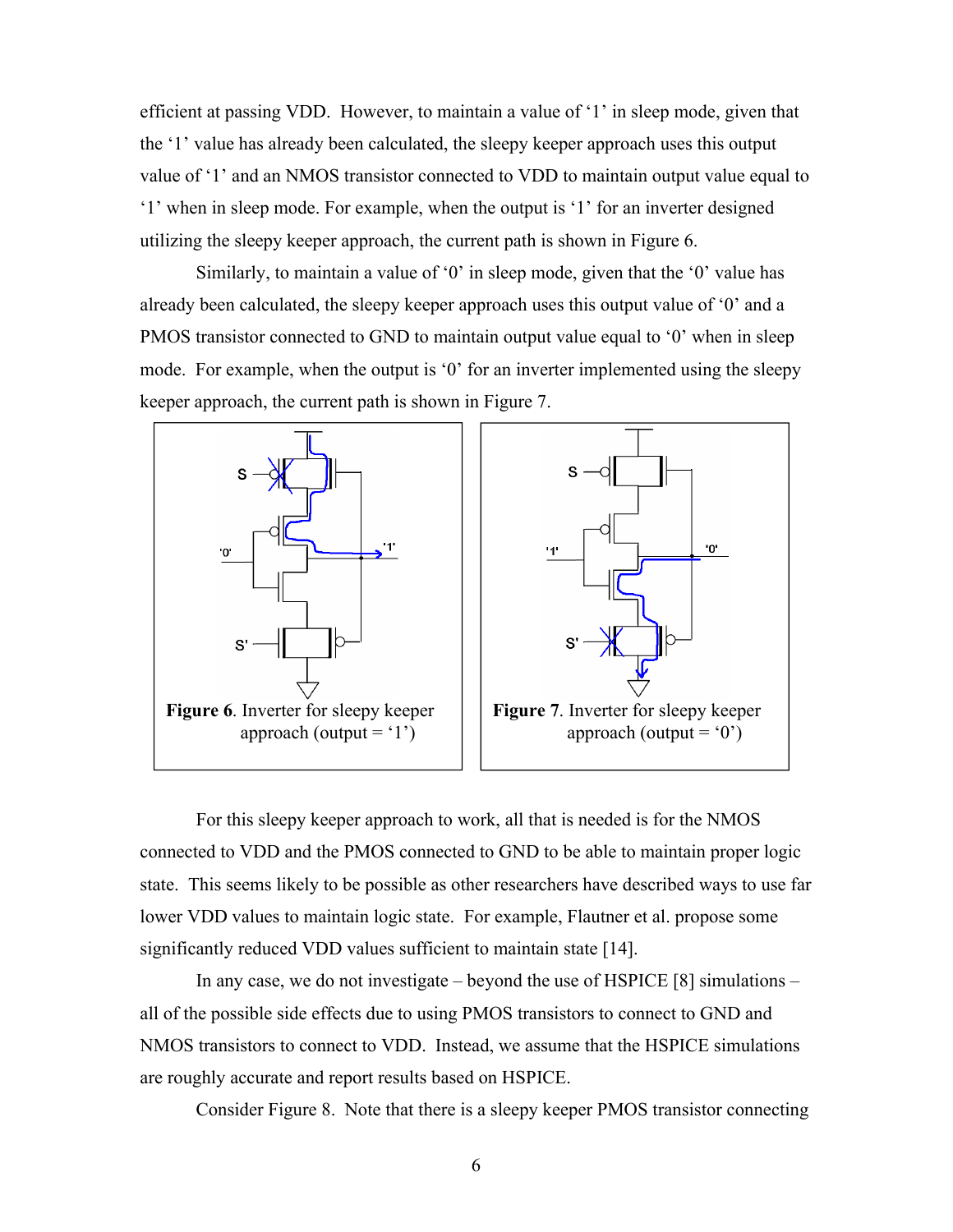efficient at passing VDD. However, to maintain a value of '1' in sleep mode, given that the '1' value has already been calculated, the sleepy keeper approach uses this output value of '1' and an NMOS transistor connected to VDD to maintain output value equal to '1' when in sleep mode. For example, when the output is '1' for an inverter designed utilizing the sleepy keeper approach, the current path is shown in Figure 6.

Similarly, to maintain a value of '0' in sleep mode, given that the '0' value has already been calculated, the sleepy keeper approach uses this output value of '0' and a PMOS transistor connected to GND to maintain output value equal to '0' when in sleep mode. For example, when the output is '0' for an inverter implemented using the sleepy keeper approach, the current path is shown in Figure 7.

**Figure 6**. Inverter for sleepy keeper approach (output = '1')

**Figure 7**. Inverter for sleepy keeper approach (output = '0')

For this sleepy keeper approach to work, all that is needed is for the NMOS connected to VDD and the PMOS connected to GND to be able to maintain proper logic state. This seems likely to be possible as other researchers have described ways to use far lower VDD values to maintain logic state. For example, Flautner et al. propose some significantly reduced VDD values sufficient to maintain state [14].

In any case, we do not investigate – beyond the use of HSPICE [8] simulations – all of the possible side effects due to using PMOS transistors to connect to GND and NMOS transistors to connect to VDD. Instead, we assume that the HSPICE simulations are roughly accurate and report results based on HSPICE.

Consider Figure 8. Note that there is a sleepy keeper PMOS transistor connecting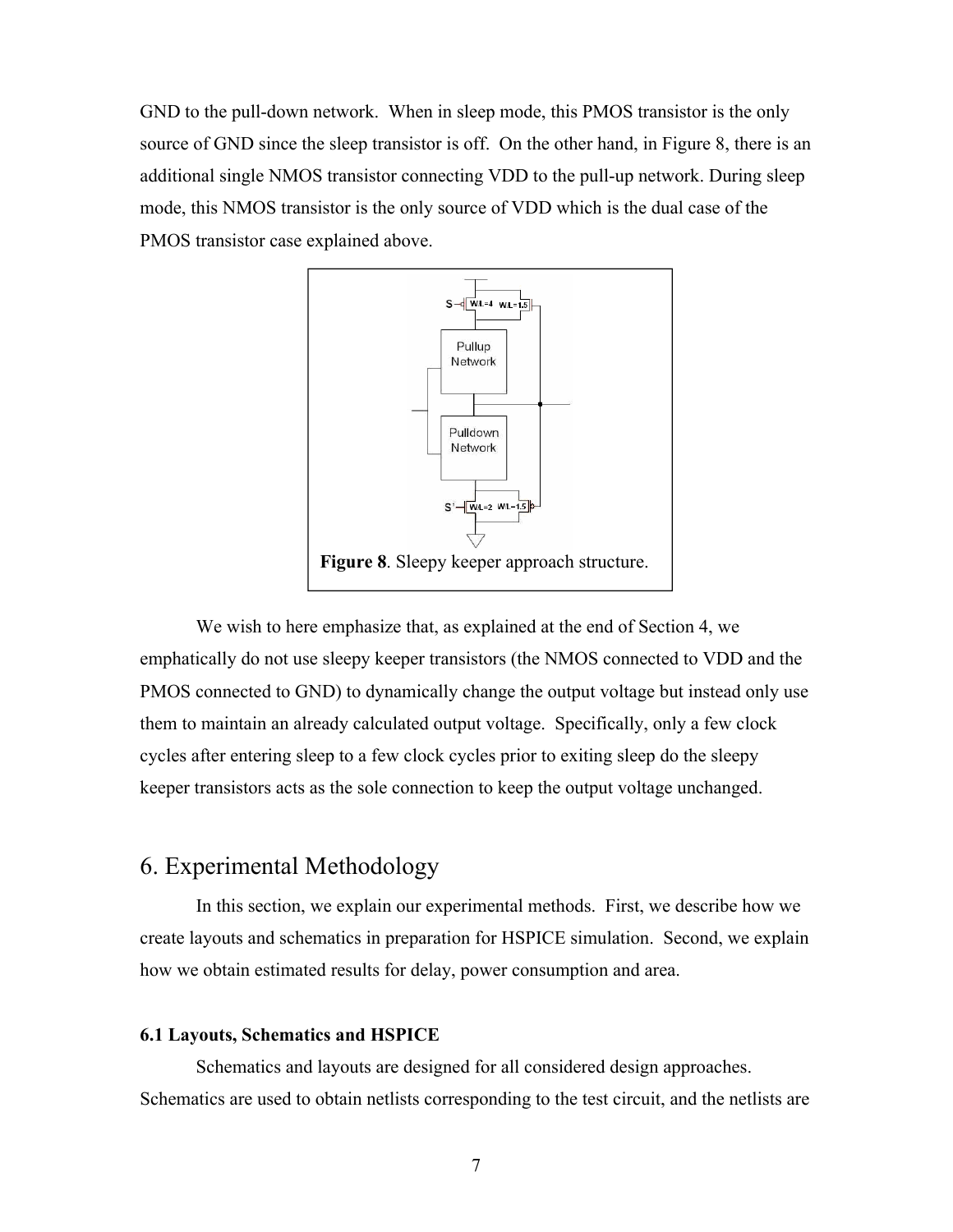GND to the pull-down network. When in sleep mode, this PMOS transistor is the only source of GND since the sleep transistor is off. On the other hand, in Figure 8, there is an additional single NMOS transistor connecting VDD to the pull-up network. During sleep mode, this NMOS transistor is the only source of VDD which is the dual case of the PMOS transistor case explained above.

**Figure 8**. Sleepy keeper approach structure.

We wish to here emphasize that, as explained at the end of Section 4, we emphatically do not use sleepy keeper transistors (the NMOS connected to VDD and the PMOS connected to GND) to dynamically change the output voltage but instead only use them to maintain an already calculated output voltage. Specifically, only a few clock cycles after entering sleep to a few clock cycles prior to exiting sleep do the sleepy keeper transistors acts as the sole connection to keep the output voltage unchanged.

## 6. Experimental Methodology

In this section, we explain our experimental methods. First, we describe how we create layouts and schematics in preparation for HSPICE simulation. Second, we explain how we obtain estimated results for delay, power consumption and area.

### 6.1 Layouts, Schematics and HSPICE

Schematics and layouts are designed for all considered design approaches. Schematics are used to obtain netlists corresponding to the test circuit, and the netlists are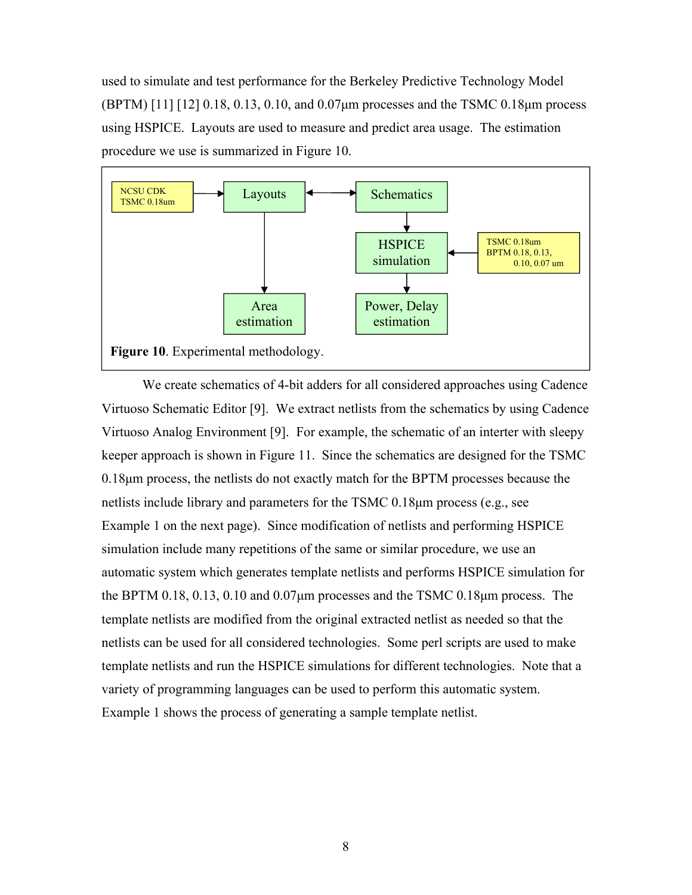used to simulate and test performance for the Berkeley Predictive Technology Model (BPTM) [11] [12] 0.18, 0.13, 0.10, and 0.07μm processes and the TSMC 0.18μm process using HSPICE. Layouts are used to measure and predict area usage. The estimation procedure we use is summarized in Figure 10.

**Figure 10**. Experimental methodology.

We create schematics of 4-bit adders for all considered approaches using Cadence Virtuoso Schematic Editor [9]. We extract netlists from the schematics by using Cadence Virtuoso Analog Environment [9]. For example, the schematic of an interter with sleepy keeper approach is shown in Figure 11. Since the schematics are designed for the TSMC 0.18μm process, the netlists do not exactly match for the BPTM processes because the netlists include library and parameters for the TSMC 0.18μm process (e.g., see Example 1 on the next page). Since modification of netlists and performing HSPICE simulation include many repetitions of the same or similar procedure, we use an automatic system which generates template netlists and performs HSPICE simulation for the BPTM 0.18, 0.13, 0.10 and 0.07μm processes and the TSMC 0.18μm process. The template netlists are modified from the original extracted netlist as needed so that the netlists can be used for all considered technologies. Some perl scripts are used to make template netlists and run the HSPICE simulations for different technologies. Note that a variety of programming languages can be used to perform this automatic system. Example 1 shows the process of generating a sample template netlist.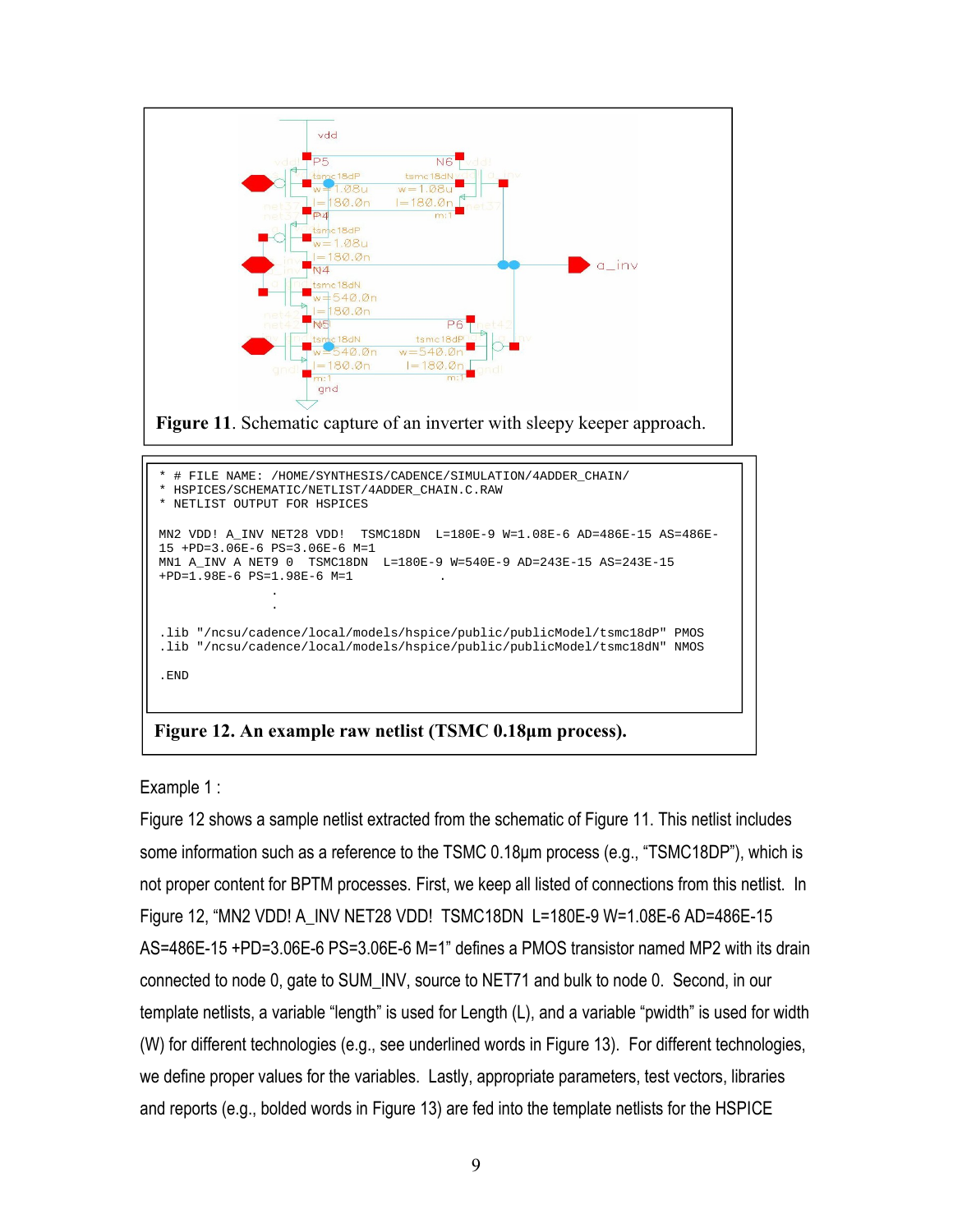Figure 11. Schematic capture of an inverter with sleepy keeper approach.

```
* # FILE NAME: /HOME/SYNTHESIS/CADENCE/SIMULATION/4ADDER_CHAIN/
* HSPICES/SCHEMATIC/NETLIST/4ADDER_CHAIN.C.RAW
* NETLIST OUTPUT FOR HSPICES

MN2 VDD! A_INV NET28 VDD!  TSMC18DN  L=180E-9 W=1.08E-6 AD=486E-15 AS=486E-
15 +PD=3.06E-6 PS=3.06E-6 M=1
MN1 A_INV A NET9 0  TSMC18DN  L=180E-9 W=540E-9 AD=243E-15 AS=243E-15
+PD=1.98E-6 PS=1.98E-6 M=1            .
               .
               .

.lib "/ncsu/cadence/local/models/hspice/public/publicModel/tsmc18dP" PMOS
.lib "/ncsu/cadence/local/models/hspice/public/publicModel/tsmc18dN" NMOS

.END
```

**Figure 12. An example raw netlist (TSMC 0.18μm process).**

Example 1 :

Figure 12 shows a sample netlist extracted from the schematic of Figure 11. This netlist includes some information such as a reference to the TSMC 0.18μm process (e.g., "TSMC18DP"), which is not proper content for BPTM processes. First, we keep all listed of connections from this netlist. In Figure 12, "MN2 VDD! A_INV NET28 VDD! TSMC18DN L=180E-9 W=1.08E-6 AD=486E-15 AS=486E-15 +PD=3.06E-6 PS=3.06E-6 M=1" defines a PMOS transistor named MP2 with its drain connected to node 0, gate to SUM_INV, source to NET71 and bulk to node 0. Second, in our template netlists, a variable "length" is used for Length (L), and a variable "pwidth" is used for width (W) for different technologies (e.g., see underlined words in Figure 13). For different technologies, we define proper values for the variables. Lastly, appropriate parameters, test vectors, libraries and reports (e.g., bolded words in Figure 13) are fed into the template netlists for the HSPICE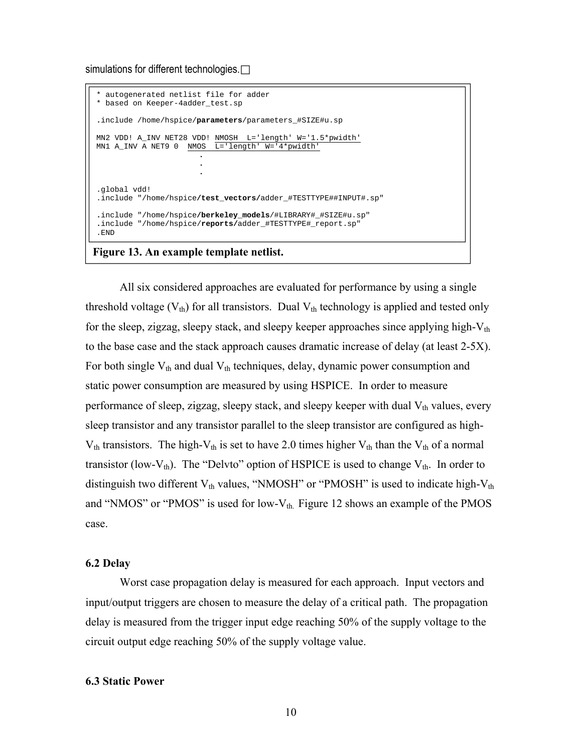simulations for different technologies.

```
* autogenerated netlist file for adder
* based on Keeper-4adder_test.sp

.include /home/hspice/parameters/parameters_#SIZE#u.sp

MN2 VDD! A_INV NET28 VDD! NMOSH  L='length' W='1.5*pwidth'
MN1 A_INV A NET9 0  NMOS  L='length' W='4*pwidth'
                      .
                      .
                      .

.global vdd!
.include "/home/hspice/test_vectors/adder_#TESTTYPE##INPUT#.sp"

.include "/home/hspice/berkeley_models/#LIBRARY#_#SIZE#u.sp"
.include "/home/hspice/reports/adder_#TESTTYPE#_report.sp"
.END
```

**Figure 13. An example template netlist.**

All six considered approaches are evaluated for performance by using a single threshold voltage ($V_{th}$) for all transistors. Dual $V_{th}$ technology is applied and tested only for the sleep, zigzag, sleepy stack, and sleepy keeper approaches since applying high-$V_{th}$ to the base case and the stack approach causes dramatic increase of delay (at least 2-5X). For both single $V_{th}$ and dual $V_{th}$ techniques, delay, dynamic power consumption and static power consumption are measured by using HSPICE. In order to measure performance of sleep, zigzag, sleepy stack, and sleepy keeper with dual $V_{th}$ values, every sleep transistor and any transistor parallel to the sleep transistor are configured as high-$V_{th}$ transistors. The high-$V_{th}$ is set to have 2.0 times higher $V_{th}$ than the $V_{th}$ of a normal transistor (low-$V_{th}$). The "Delvto" option of HSPICE is used to change $V_{th}$. In order to distinguish two different $V_{th}$ values, "NMOSH" or "PMOSH" is used to indicate high-$V_{th}$ and "NMOS" or "PMOS" is used for low-$V_{th}$. Figure 12 shows an example of the PMOS case.

### 6.2 Delay

Worst case propagation delay is measured for each approach. Input vectors and input/output triggers are chosen to measure the delay of a critical path. The propagation delay is measured from the trigger input edge reaching 50% of the supply voltage to the circuit output edge reaching 50% of the supply voltage value.

### 6.3 Static Power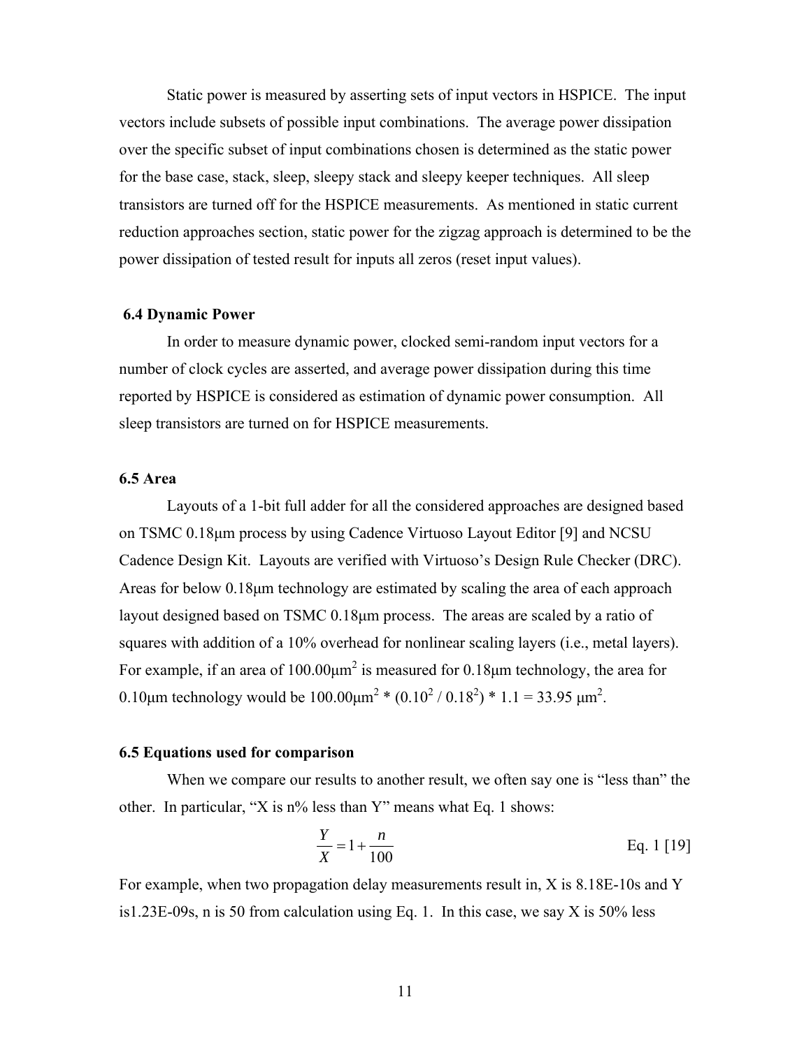Static power is measured by asserting sets of input vectors in HSPICE. The input vectors include subsets of possible input combinations. The average power dissipation over the specific subset of input combinations chosen is determined as the static power for the base case, stack, sleep, sleepy stack and sleepy keeper techniques. All sleep transistors are turned off for the HSPICE measurements. As mentioned in static current reduction approaches section, static power for the zigzag approach is determined to be the power dissipation of tested result for inputs all zeros (reset input values).

### 6.4 Dynamic Power

In order to measure dynamic power, clocked semi-random input vectors for a number of clock cycles are asserted, and average power dissipation during this time reported by HSPICE is considered as estimation of dynamic power consumption. All sleep transistors are turned on for HSPICE measurements.

### 6.5 Area

Layouts of a 1-bit full adder for all the considered approaches are designed based on TSMC 0.18μm process by using Cadence Virtuoso Layout Editor [9] and NCSU Cadence Design Kit. Layouts are verified with Virtuoso's Design Rule Checker (DRC). Areas for below 0.18μm technology are estimated by scaling the area of each approach layout designed based on TSMC 0.18μm process. The areas are scaled by a ratio of squares with addition of a 10% overhead for nonlinear scaling layers (i.e., metal layers). For example, if an area of 100.00μm$^2$ is measured for 0.18μm technology, the area for 0.10μm technology would be 100.00μm$^2$ * ($0.10^2$ / $0.18^2$) * 1.1 = 33.95 μm$^2$.

### 6.5 Equations used for comparison

When we compare our results to another result, we often say one is "less than" the other. In particular, "X is n% less than Y" means what Eq. 1 shows:

$$\frac{Y}{X} = 1 + \frac{n}{100} \qquad \text{Eq. 1 [19]}$$

For example, when two propagation delay measurements result in, X is 8.18E-10s and Y is1.23E-09s, n is 50 from calculation using Eq. 1. In this case, we say X is 50% less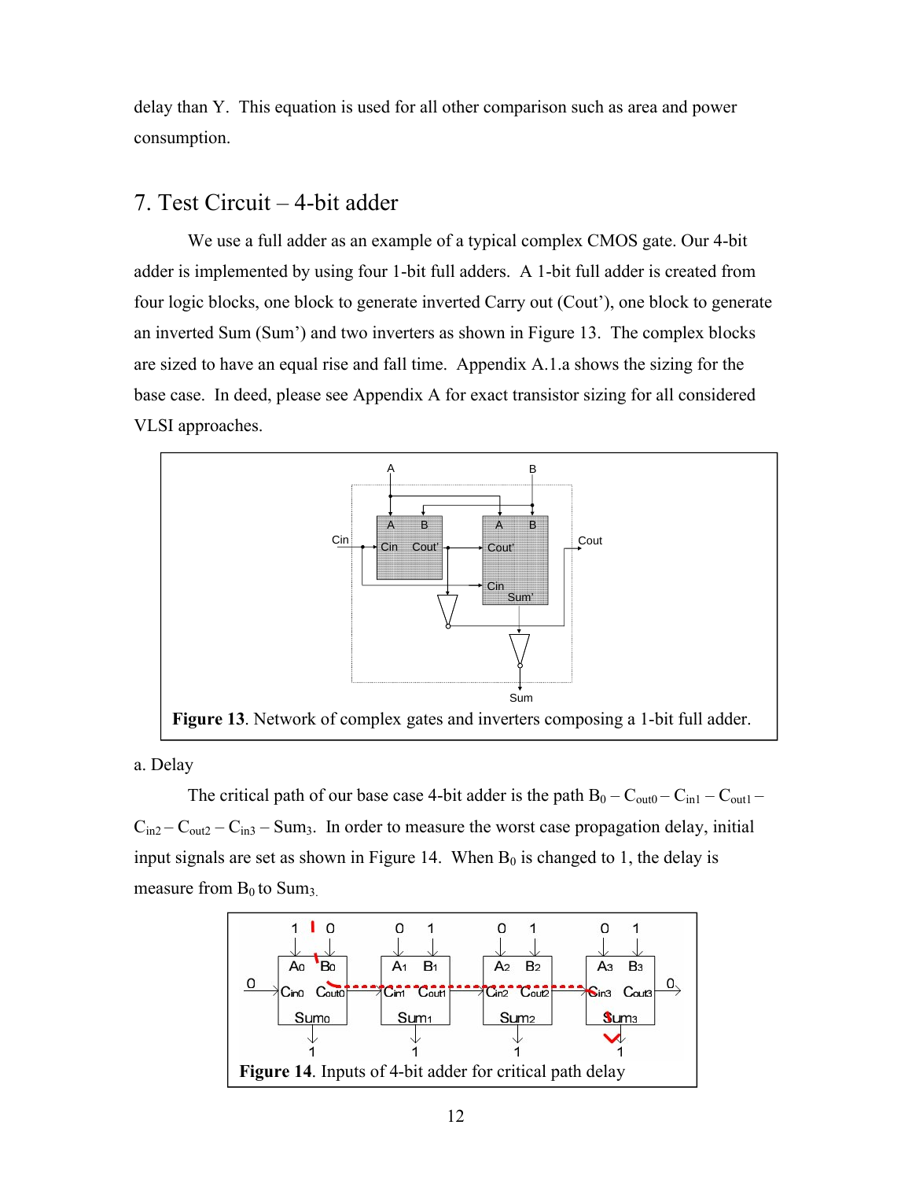delay than Y. This equation is used for all other comparison such as area and power consumption.

## 7. Test Circuit – 4-bit adder

We use a full adder as an example of a typical complex CMOS gate. Our 4-bit adder is implemented by using four 1-bit full adders. A 1-bit full adder is created from four logic blocks, one block to generate inverted Carry out (Cout'), one block to generate an inverted Sum (Sum') and two inverters as shown in Figure 13. The complex blocks are sized to have an equal rise and fall time. Appendix A.1.a shows the sizing for the base case. In deed, please see Appendix A for exact transistor sizing for all considered VLSI approaches.

**Figure 13**. Network of complex gates and inverters composing a 1-bit full adder.

a. Delay

The critical path of our base case 4-bit adder is the path $B_0 – C_{out0} – C_{in1} – C_{out1} – C_{in2} – C_{out2} – C_{in3} – Sum_3$. In order to measure the worst case propagation delay, initial input signals are set as shown in Figure 14. When $B_0$ is changed to 1, the delay is measure from $B_0$ to $Sum_3$.

**Figure 14**. Inputs of 4-bit adder for critical path delay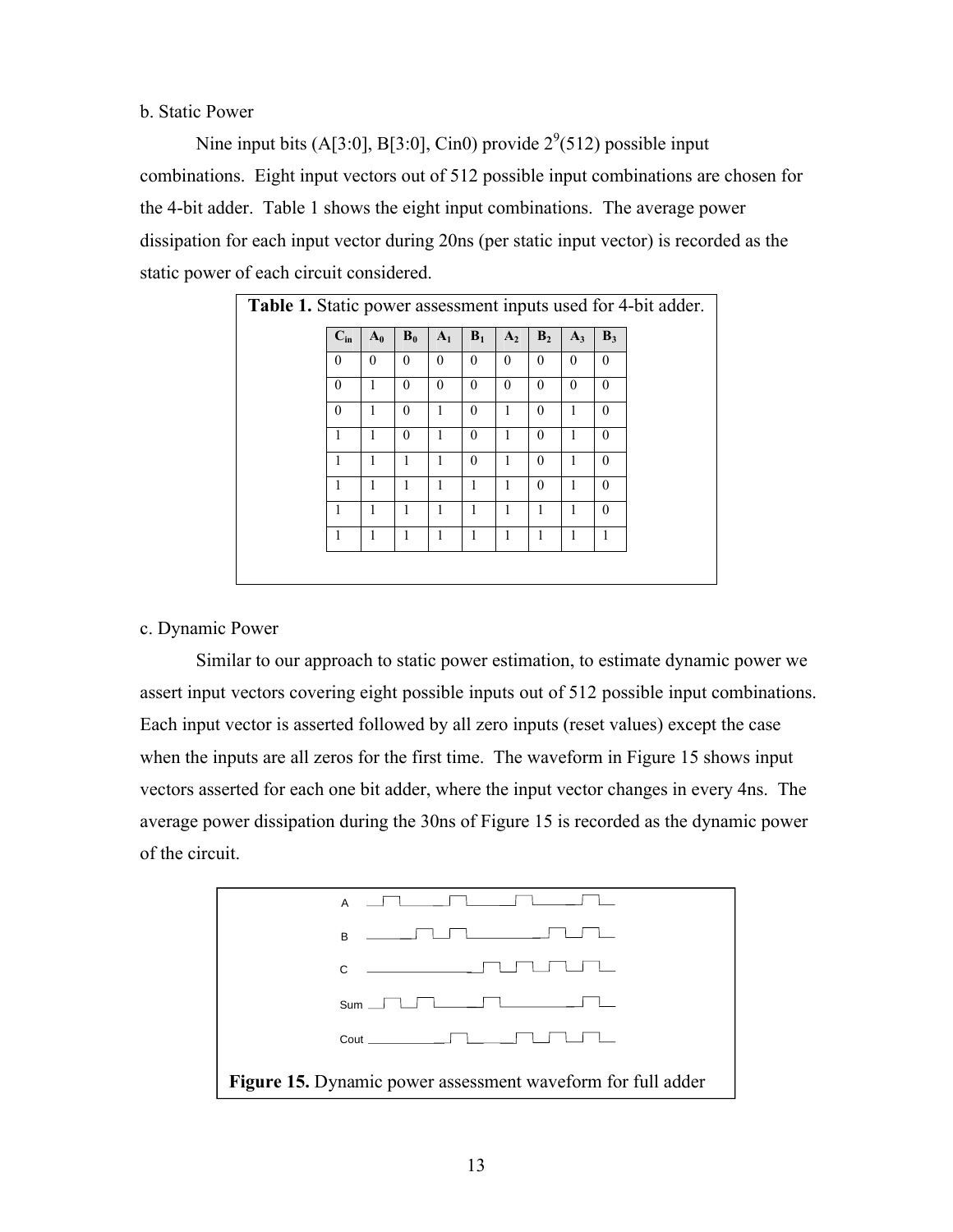b. Static Power

Nine input bits (A[3:0], B[3:0], Cin0) provide $2^9$(512) possible input combinations. Eight input vectors out of 512 possible input combinations are chosen for the 4-bit adder. Table 1 shows the eight input combinations. The average power dissipation for each input vector during 20ns (per static input vector) is recorded as the static power of each circuit considered.

**Table 1.** Static power assessment inputs used for 4-bit adder.

| $C_{in}$ | $A_0$ | $B_0$ | $A_1$ | $B_1$ | $A_2$ | $B_2$ | $A_3$ | $B_3$ |
|---|---|---|---|---|---|---|---|---|
| 0 | 0 | 0 | 0 | 0 | 0 | 0 | 0 | 0 |
| 0 | 1 | 0 | 0 | 0 | 0 | 0 | 0 | 0 |
| 0 | 1 | 0 | 1 | 0 | 1 | 0 | 1 | 0 |
| 1 | 1 | 0 | 1 | 0 | 1 | 0 | 1 | 0 |
| 1 | 1 | 1 | 1 | 0 | 1 | 0 | 1 | 0 |
| 1 | 1 | 1 | 1 | 1 | 1 | 0 | 1 | 0 |
| 1 | 1 | 1 | 1 | 1 | 1 | 1 | 1 | 0 |
| 1 | 1 | 1 | 1 | 1 | 1 | 1 | 1 | 1 |

c. Dynamic Power

Similar to our approach to static power estimation, to estimate dynamic power we assert input vectors covering eight possible inputs out of 512 possible input combinations. Each input vector is asserted followed by all zero inputs (reset values) except the case when the inputs are all zeros for the first time. The waveform in Figure 15 shows input vectors asserted for each one bit adder, where the input vector changes in every 4ns. The average power dissipation during the 30ns of Figure 15 is recorded as the dynamic power of the circuit.

**Figure 15.** Dynamic power assessment waveform for full adder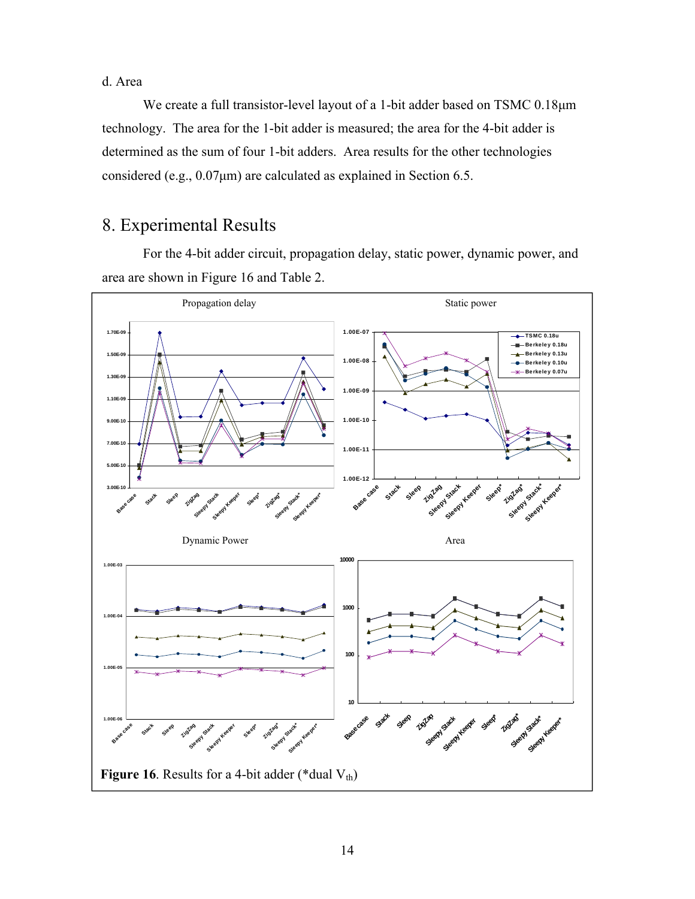d. Area

We create a full transistor-level layout of a 1-bit adder based on TSMC 0.18μm technology. The area for the 1-bit adder is measured; the area for the 4-bit adder is determined as the sum of four 1-bit adders. Area results for the other technologies considered (e.g., 0.07μm) are calculated as explained in Section 6.5.

# 8. Experimental Results

For the 4-bit adder circuit, propagation delay, static power, dynamic power, and area are shown in Figure 16 and Table 2.

**Figure 16**. Results for a 4-bit adder (*dual $V_{th}$)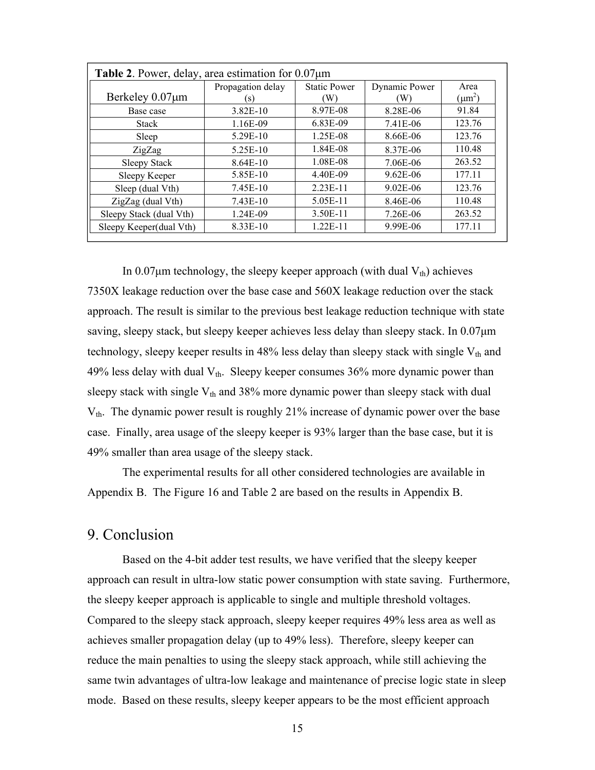**Table 2**. Power, delay, area estimation for 0.07μm

| Berkeley 0.07μm | Propagation delay (s) | Static Power (W) | Dynamic Power (W) | Area ($\mu m^2$) |
|---|---|---|---|---|
| Base case | 3.82E-10 | 8.97E-08 | 8.28E-06 | 91.84 |
| Stack | 1.16E-09 | 6.83E-09 | 7.41E-06 | 123.76 |
| Sleep | 5.29E-10 | 1.25E-08 | 8.66E-06 | 123.76 |
| ZigZag | 5.25E-10 | 1.84E-08 | 8.37E-06 | 110.48 |
| Sleepy Stack | 8.64E-10 | 1.08E-08 | 7.06E-06 | 263.52 |
| Sleepy Keeper | 5.85E-10 | 4.40E-09 | 9.62E-06 | 177.11 |
| Sleep (dual Vth) | 7.45E-10 | 2.23E-11 | 9.02E-06 | 123.76 |
| ZigZag (dual Vth) | 7.43E-10 | 5.05E-11 | 8.46E-06 | 110.48 |
| Sleepy Stack (dual Vth) | 1.24E-09 | 3.50E-11 | 7.26E-06 | 263.52 |
| Sleepy Keeper(dual Vth) | 8.33E-10 | 1.22E-11 | 9.99E-06 | 177.11 |

In 0.07μm technology, the sleepy keeper approach (with dual $V_{th}$) achieves 7350X leakage reduction over the base case and 560X leakage reduction over the stack approach. The result is similar to the previous best leakage reduction technique with state saving, sleepy stack, but sleepy keeper achieves less delay than sleepy stack. In 0.07μm technology, sleepy keeper results in 48% less delay than sleepy stack with single $V_{th}$ and 49% less delay with dual $V_{th}$. Sleepy keeper consumes 36% more dynamic power than sleepy stack with single $V_{th}$ and 38% more dynamic power than sleepy stack with dual $V_{th}$. The dynamic power result is roughly 21% increase of dynamic power over the base case. Finally, area usage of the sleepy keeper is 93% larger than the base case, but it is 49% smaller than area usage of the sleepy stack.

The experimental results for all other considered technologies are available in Appendix B. The Figure 16 and Table 2 are based on the results in Appendix B.

## 9. Conclusion

Based on the 4-bit adder test results, we have verified that the sleepy keeper approach can result in ultra-low static power consumption with state saving. Furthermore, the sleepy keeper approach is applicable to single and multiple threshold voltages. Compared to the sleepy stack approach, sleepy keeper requires 49% less area as well as achieves smaller propagation delay (up to 49% less). Therefore, sleepy keeper can reduce the main penalties to using the sleepy stack approach, while still achieving the same twin advantages of ultra-low leakage and maintenance of precise logic state in sleep mode. Based on these results, sleepy keeper appears to be the most efficient approach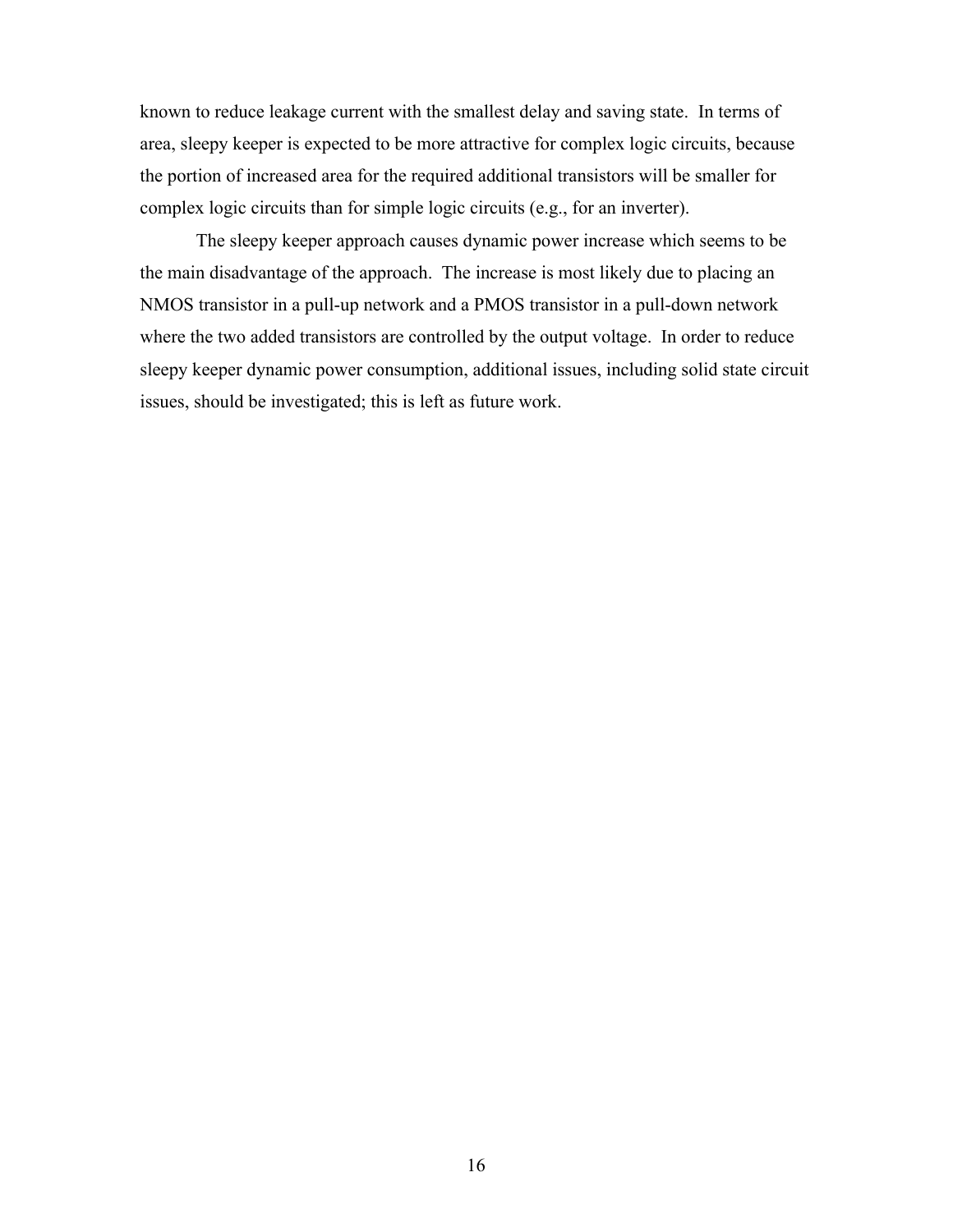known to reduce leakage current with the smallest delay and saving state. In terms of area, sleepy keeper is expected to be more attractive for complex logic circuits, because the portion of increased area for the required additional transistors will be smaller for complex logic circuits than for simple logic circuits (e.g., for an inverter).

The sleepy keeper approach causes dynamic power increase which seems to be the main disadvantage of the approach. The increase is most likely due to placing an NMOS transistor in a pull-up network and a PMOS transistor in a pull-down network where the two added transistors are controlled by the output voltage. In order to reduce sleepy keeper dynamic power consumption, additional issues, including solid state circuit issues, should be investigated; this is left as future work.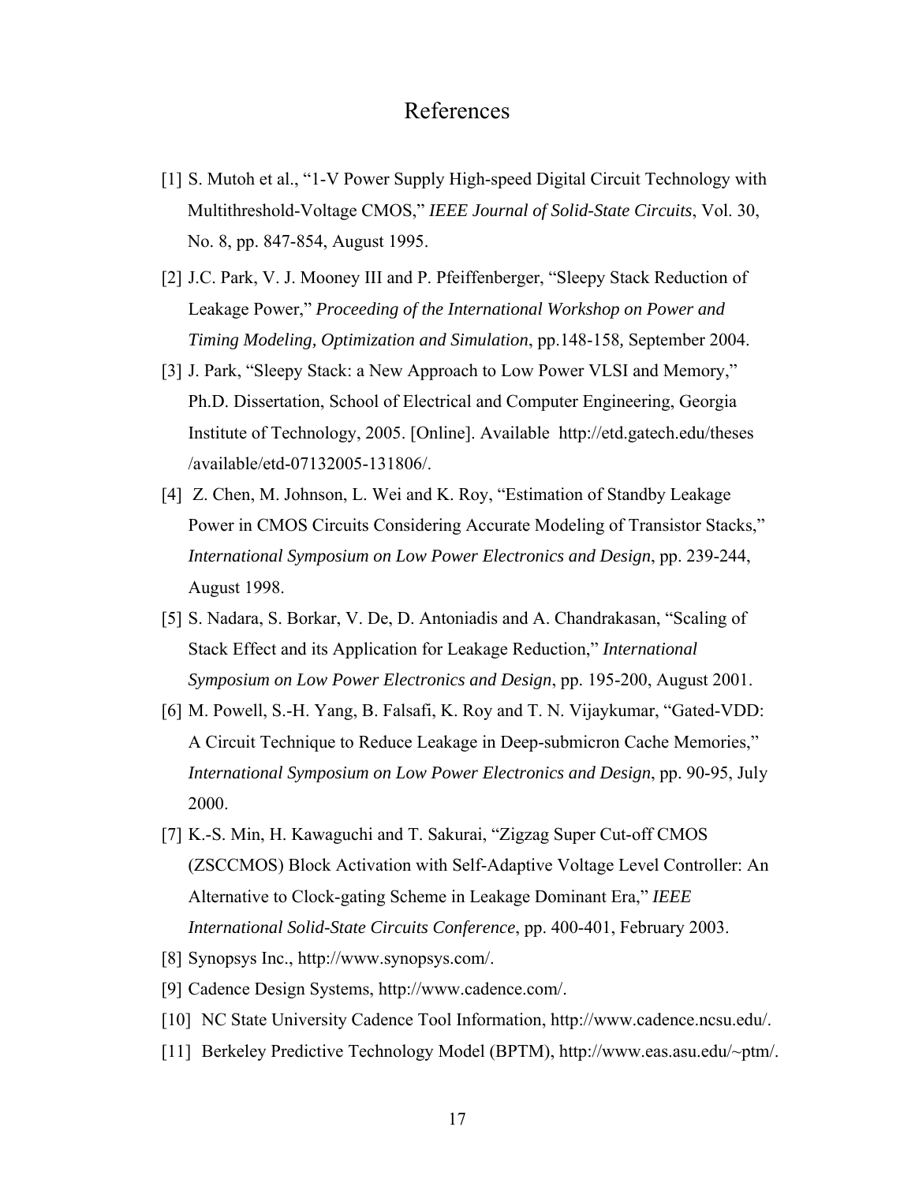# References

[1] S. Mutoh et al., "1-V Power Supply High-speed Digital Circuit Technology with Multithreshold-Voltage CMOS," *IEEE Journal of Solid-State Circuits*, Vol. 30, No. 8, pp. 847-854, August 1995.

[2] J.C. Park, V. J. Mooney III and P. Pfeiffenberger, "Sleepy Stack Reduction of Leakage Power," *Proceeding of the International Workshop on Power and Timing Modeling, Optimization and Simulation*, pp.148-158, September 2004.

[3] J. Park, "Sleepy Stack: a New Approach to Low Power VLSI and Memory," Ph.D. Dissertation, School of Electrical and Computer Engineering, Georgia Institute of Technology, 2005. [Online]. Available http://etd.gatech.edu/theses /available/etd-07132005-131806/.

[4] Z. Chen, M. Johnson, L. Wei and K. Roy, "Estimation of Standby Leakage Power in CMOS Circuits Considering Accurate Modeling of Transistor Stacks," *International Symposium on Low Power Electronics and Design*, pp. 239-244, August 1998.

[5] S. Nadara, S. Borkar, V. De, D. Antoniadis and A. Chandrakasan, "Scaling of Stack Effect and its Application for Leakage Reduction," *International Symposium on Low Power Electronics and Design*, pp. 195-200, August 2001.

[6] M. Powell, S.-H. Yang, B. Falsafi, K. Roy and T. N. Vijaykumar, "Gated-VDD: A Circuit Technique to Reduce Leakage in Deep-submicron Cache Memories," *International Symposium on Low Power Electronics and Design*, pp. 90-95, July 2000.

[7] K.-S. Min, H. Kawaguchi and T. Sakurai, "Zigzag Super Cut-off CMOS (ZSCCMOS) Block Activation with Self-Adaptive Voltage Level Controller: An Alternative to Clock-gating Scheme in Leakage Dominant Era," *IEEE International Solid-State Circuits Conference*, pp. 400-401, February 2003.

[8] Synopsys Inc., http://www.synopsys.com/.

[9] Cadence Design Systems, http://www.cadence.com/.

[10] NC State University Cadence Tool Information, http://www.cadence.ncsu.edu/.

[11] Berkeley Predictive Technology Model (BPTM), http://www.eas.asu.edu/~ptm/.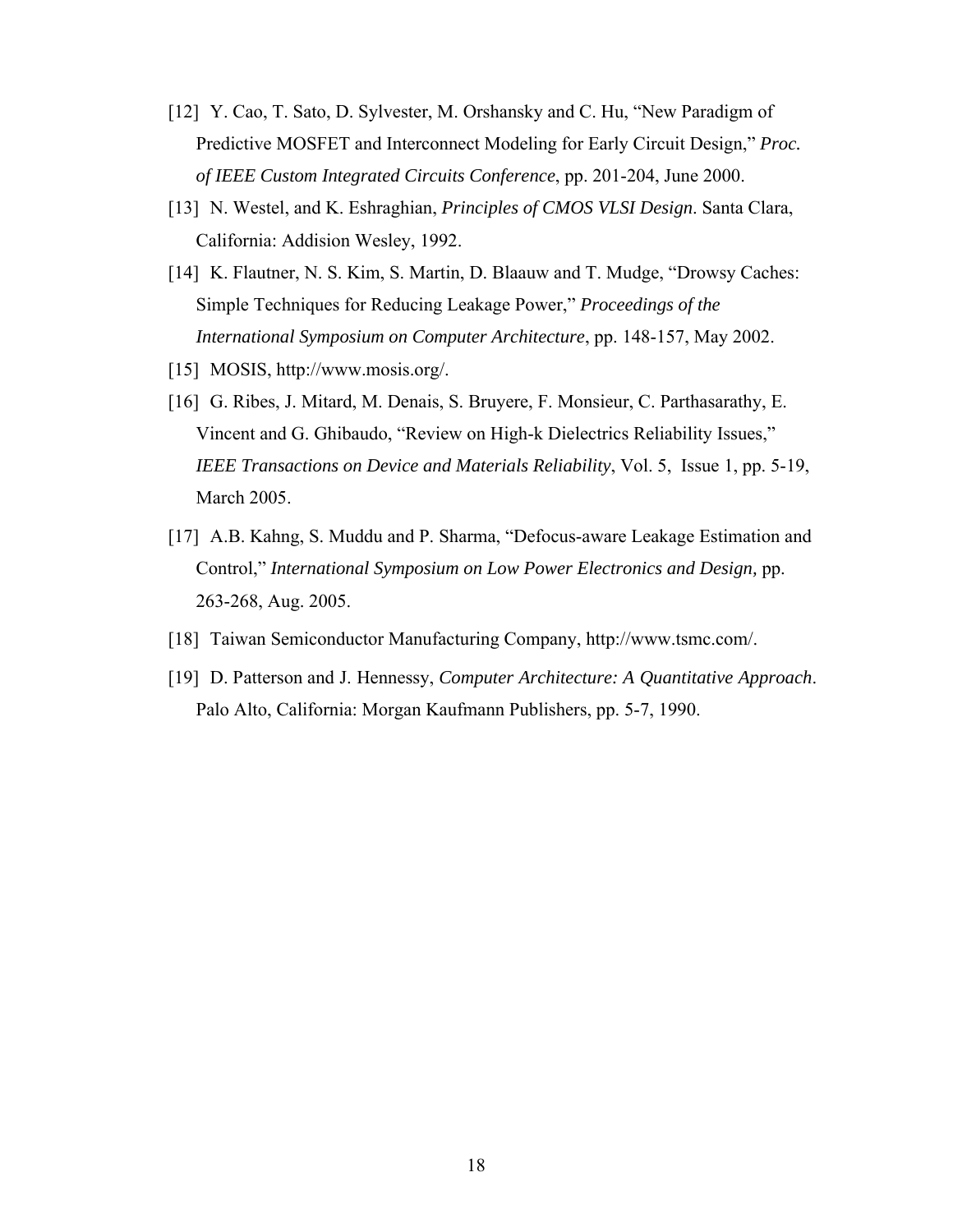[12] Y. Cao, T. Sato, D. Sylvester, M. Orshansky and C. Hu, “New Paradigm of Predictive MOSFET and Interconnect Modeling for Early Circuit Design,” *Proc. of IEEE Custom Integrated Circuits Conference*, pp. 201-204, June 2000.

[13] N. Westel, and K. Eshraghian, *Principles of CMOS VLSI Design*. Santa Clara, California: Addision Wesley, 1992.

[14] K. Flautner, N. S. Kim, S. Martin, D. Blaauw and T. Mudge, “Drowsy Caches: Simple Techniques for Reducing Leakage Power,” *Proceedings of the International Symposium on Computer Architecture*, pp. 148-157, May 2002.

[15] MOSIS, http://www.mosis.org/.

[16] G. Ribes, J. Mitard, M. Denais, S. Bruyere, F. Monsieur, C. Parthasarathy, E. Vincent and G. Ghibaudo, “Review on High-k Dielectrics Reliability Issues,” *IEEE Transactions on Device and Materials Reliability*, Vol. 5, Issue 1, pp. 5-19, March 2005.

[17] A.B. Kahng, S. Muddu and P. Sharma, “Defocus-aware Leakage Estimation and Control,” *International Symposium on Low Power Electronics and Design,* pp. 263-268, Aug. 2005.

[18] Taiwan Semiconductor Manufacturing Company, http://www.tsmc.com/.

[19] D. Patterson and J. Hennessy, *Computer Architecture: A Quantitative Approach*. Palo Alto, California: Morgan Kaufmann Publishers, pp. 5-7, 1990.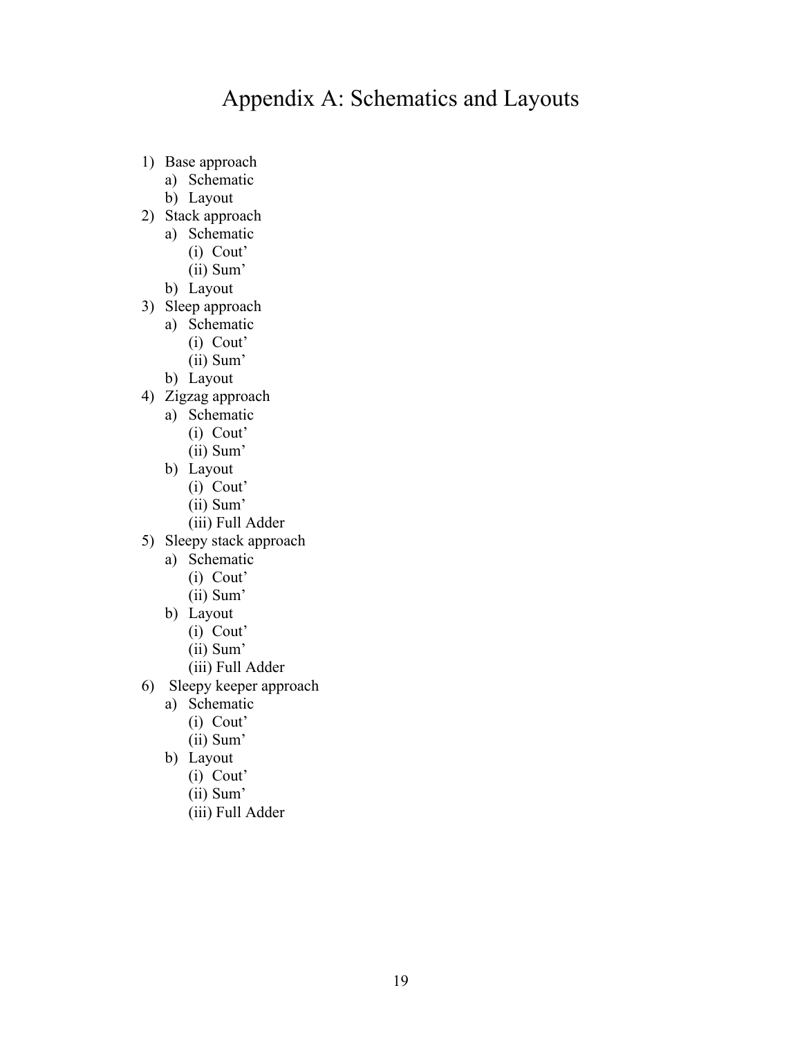# Appendix A: Schematics and Layouts

1) Base approach
   a) Schematic
   b) Layout
2) Stack approach
   a) Schematic
      (i) Cout'
      (ii) Sum'
   b) Layout
3) Sleep approach
   a) Schematic
      (i) Cout'
      (ii) Sum'
   b) Layout
4) Zigzag approach
   a) Schematic
      (i) Cout'
      (ii) Sum'
   b) Layout
      (i) Cout'
      (ii) Sum'
      (iii) Full Adder
5) Sleepy stack approach
   a) Schematic
      (i) Cout'
      (ii) Sum'
   b) Layout
      (i) Cout'
      (ii) Sum'
      (iii) Full Adder
6) Sleepy keeper approach
   a) Schematic
      (i) Cout'
      (ii) Sum'
   b) Layout
      (i) Cout'
      (ii) Sum'
      (iii) Full Adder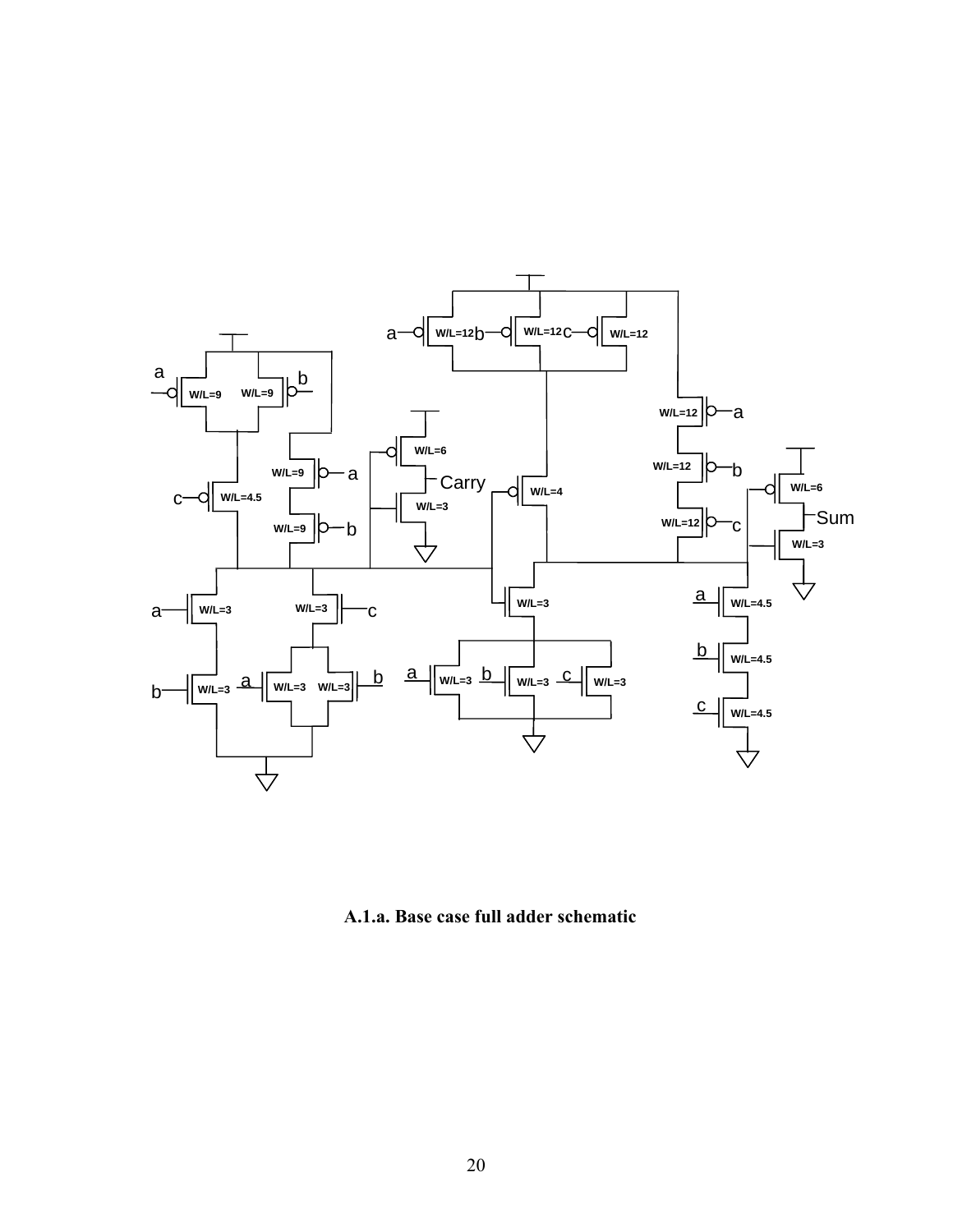**A.1.a. Base case full adder schematic**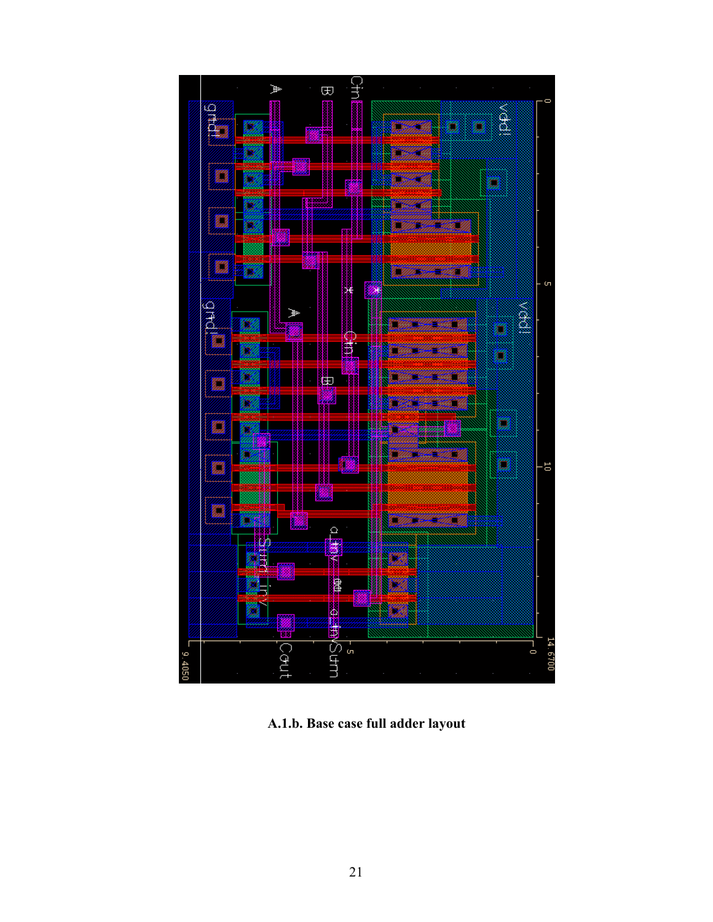**A.1.b. Base case full adder layout**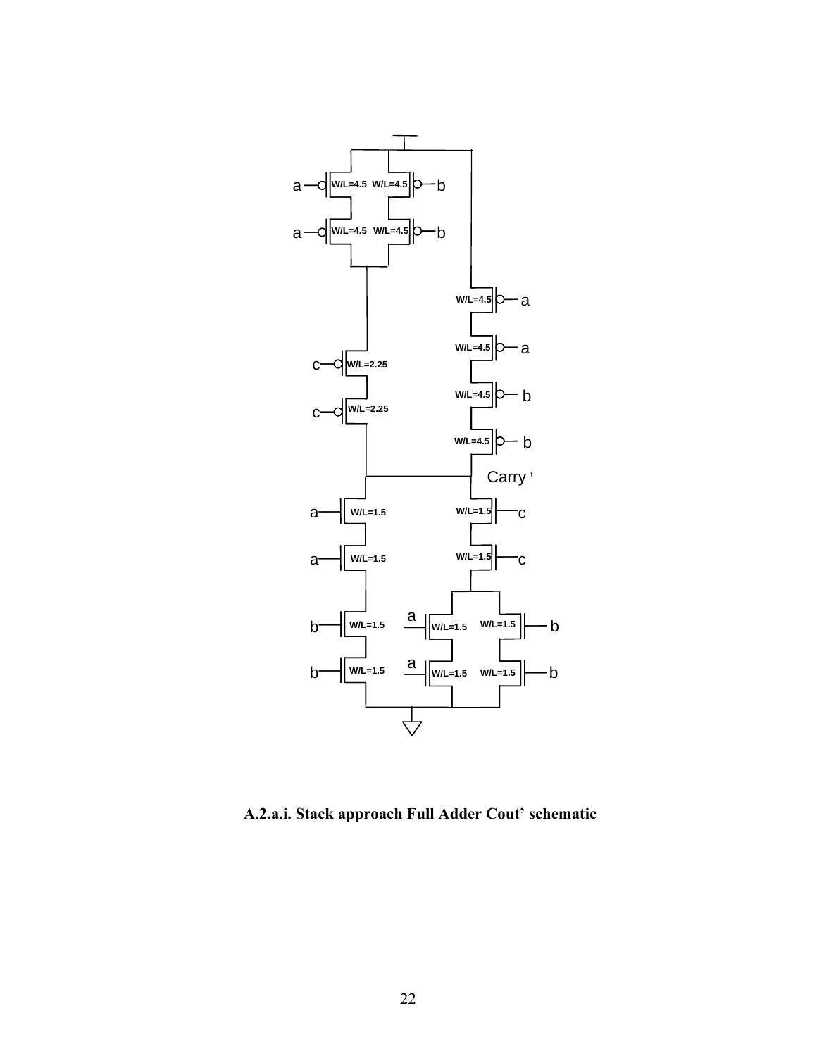**A.2.a.i. Stack approach Full Adder Cout' schematic**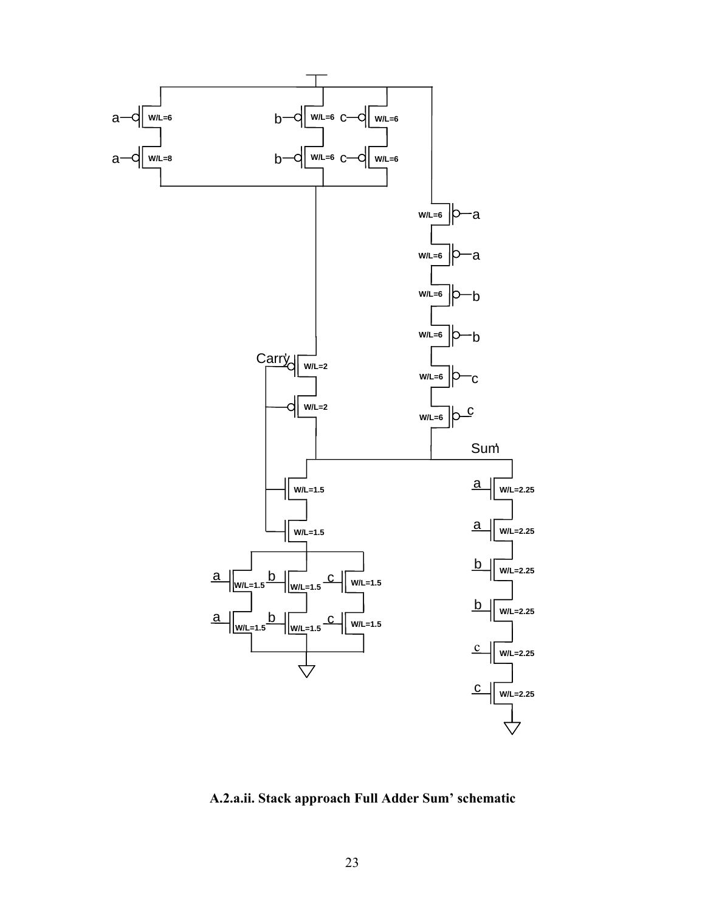**A.2.a.ii. Stack approach Full Adder Sum' schematic**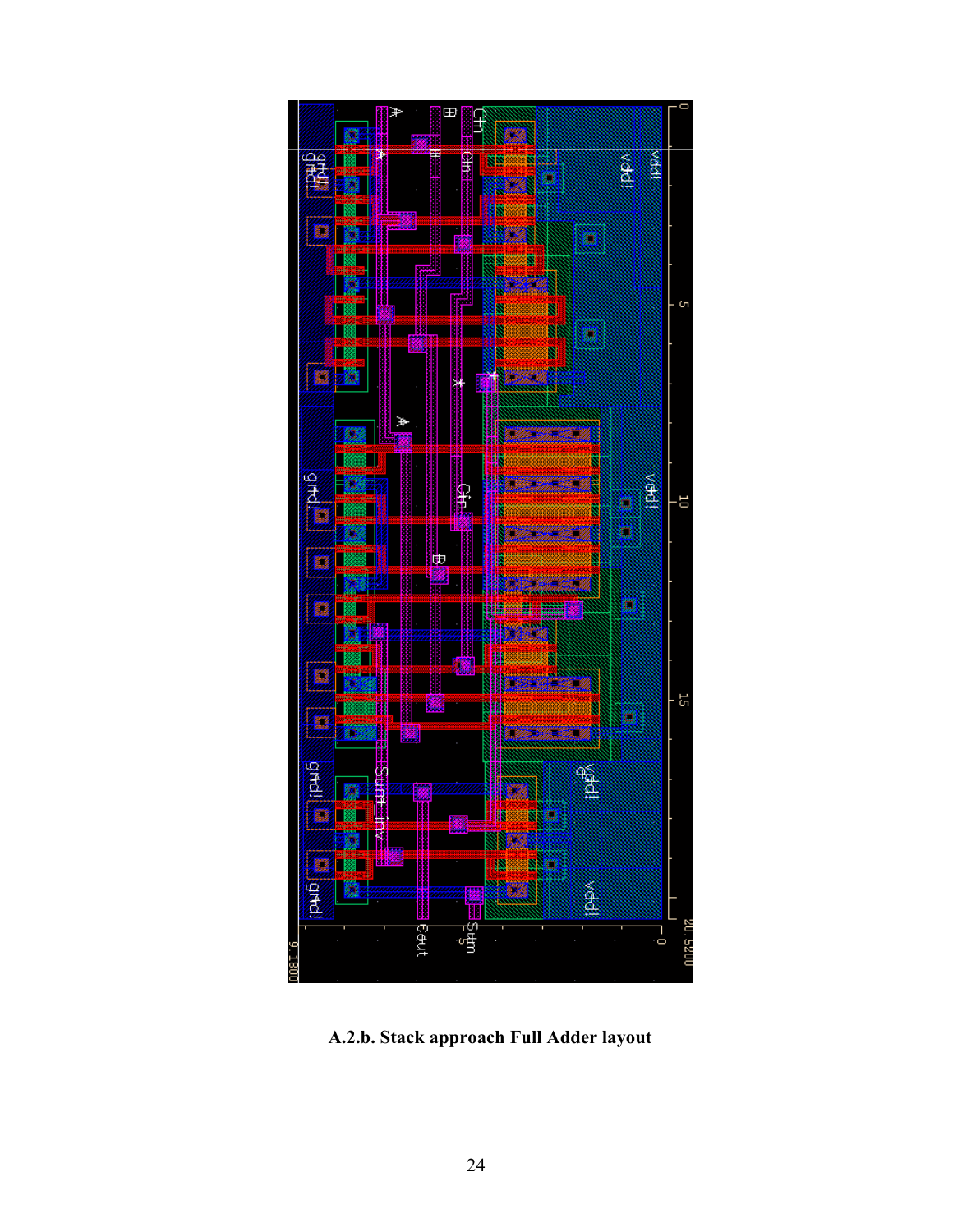**A.2.b. Stack approach Full Adder layout**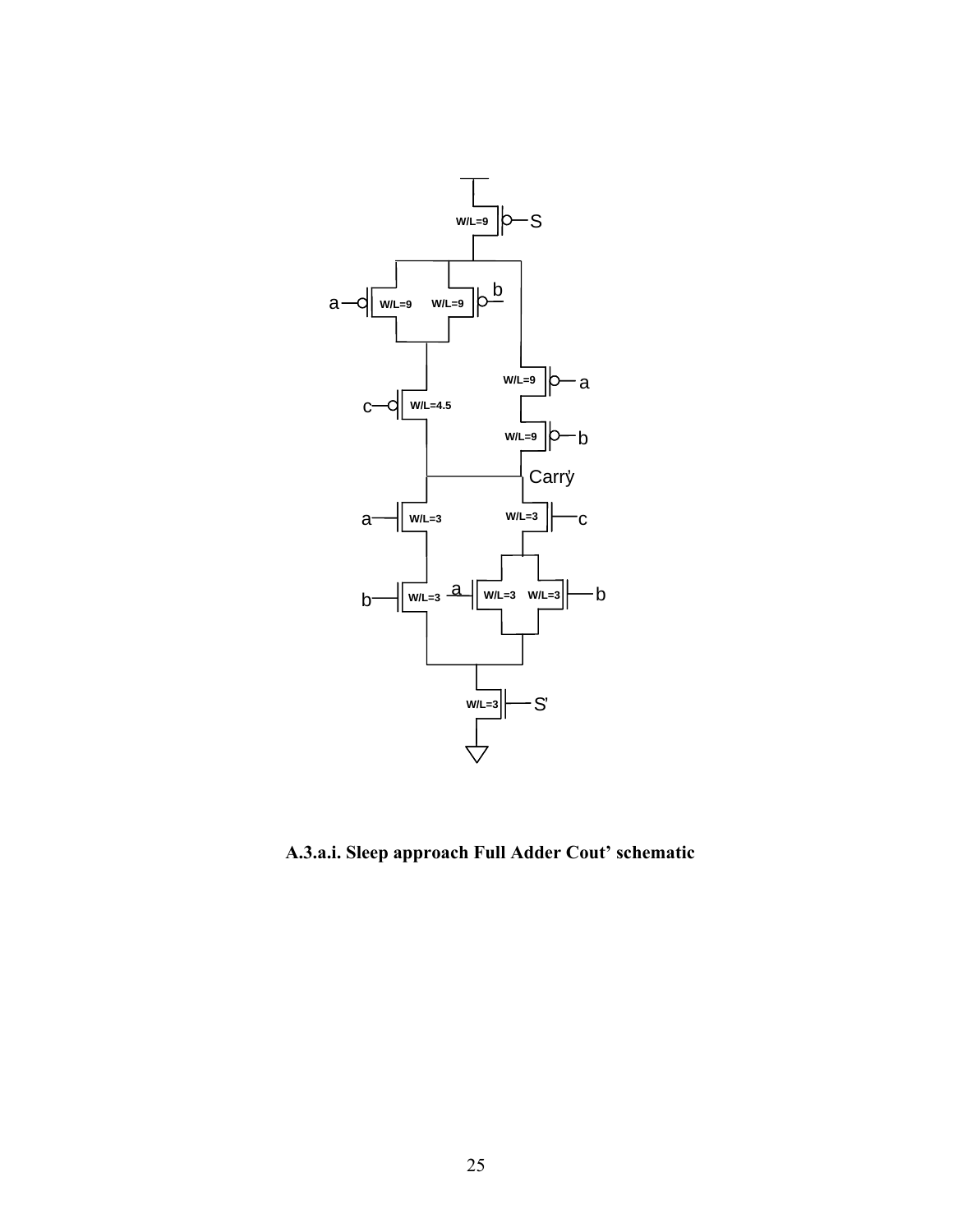**A.3.a.i. Sleep approach Full Adder Cout' schematic**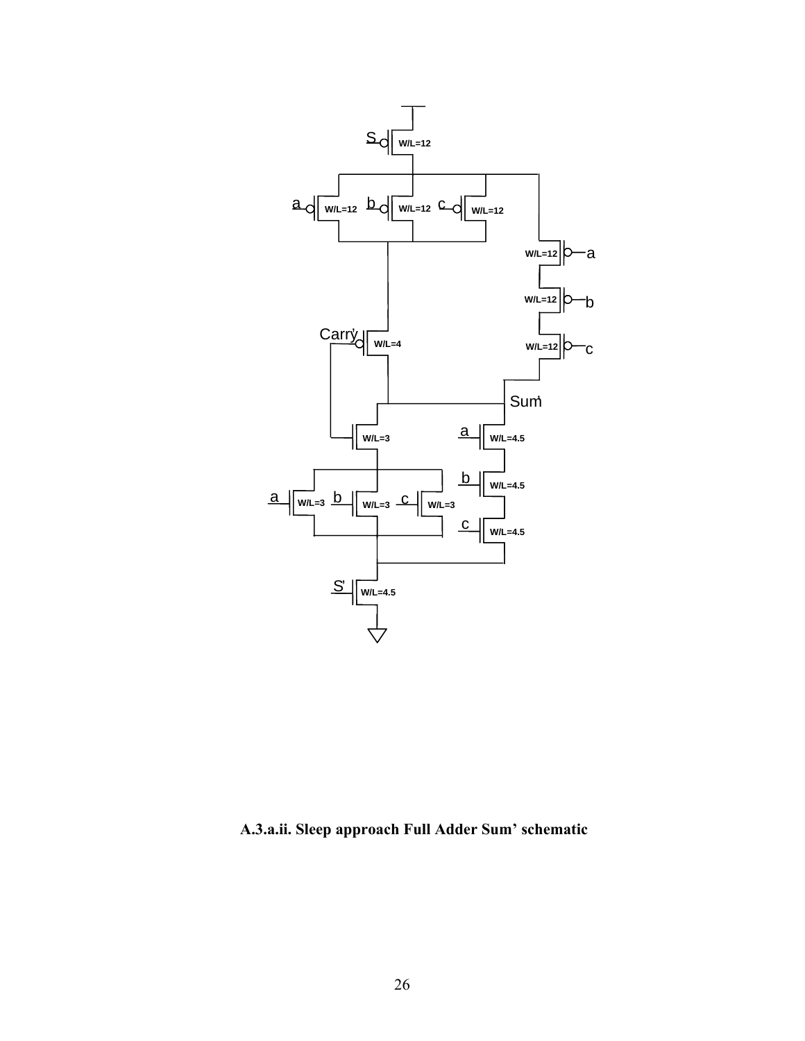**A.3.a.ii. Sleep approach Full Adder Sum’ schematic**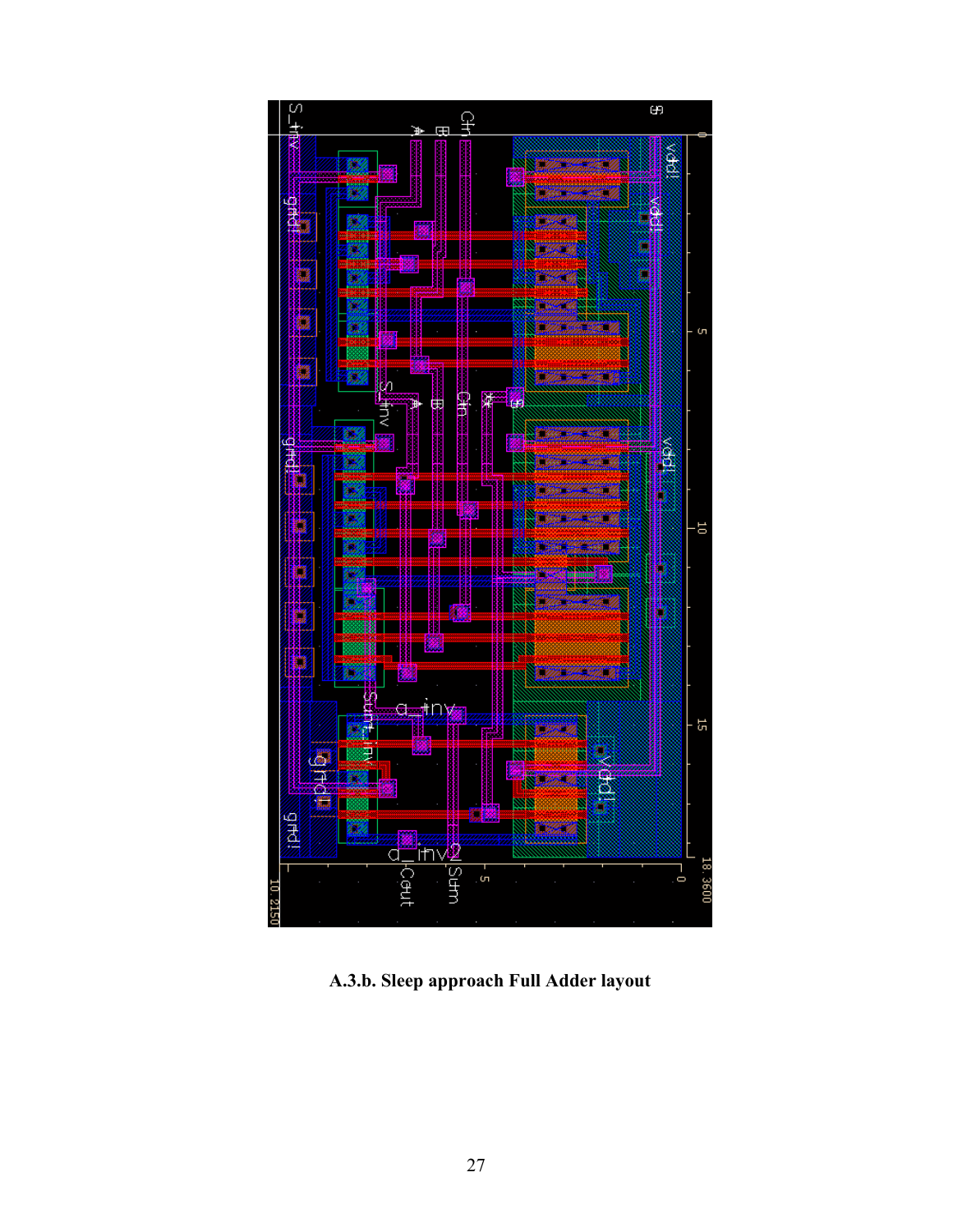**A.3.b. Sleep approach Full Adder layout**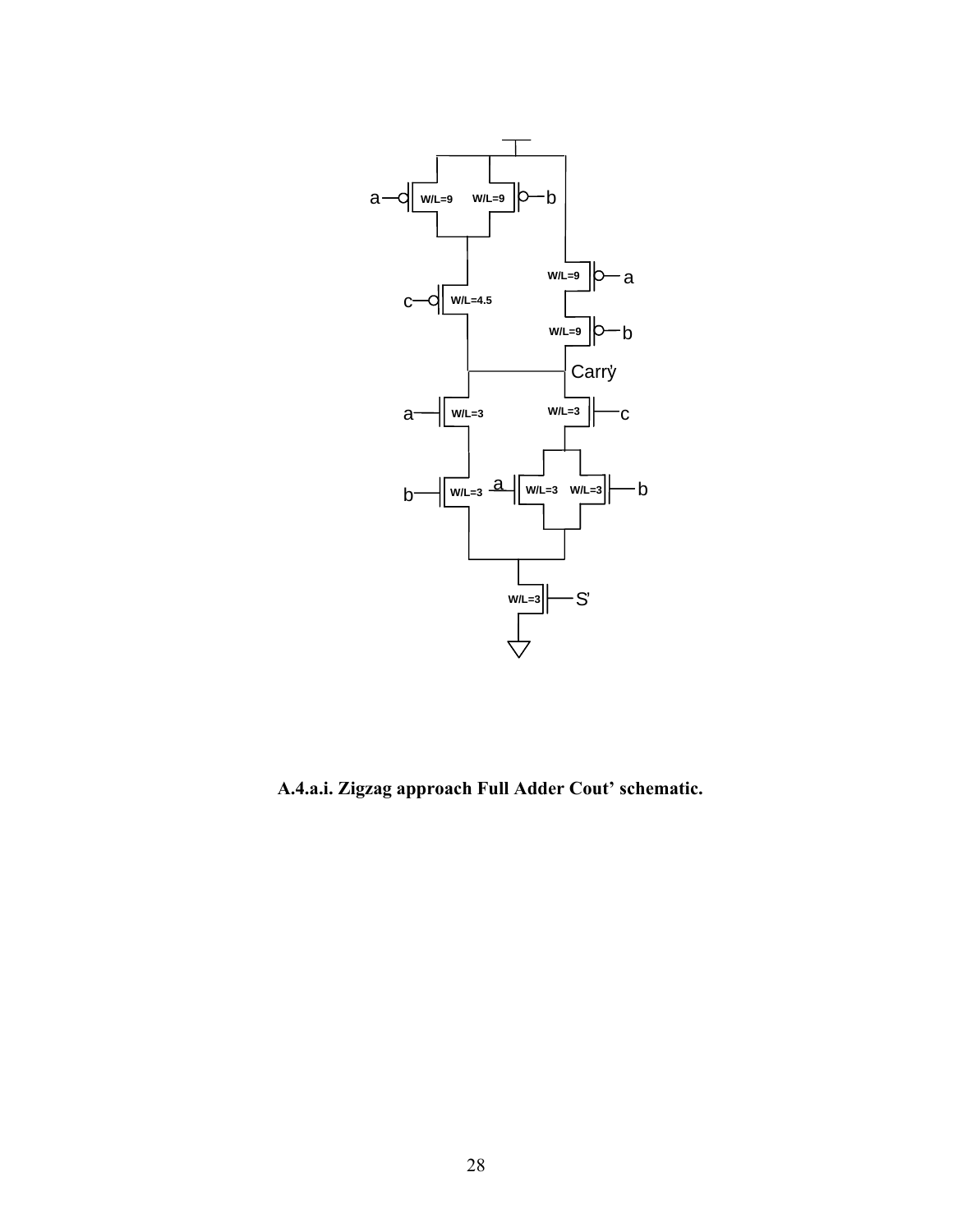**A.4.a.i. Zigzag approach Full Adder Cout' schematic.**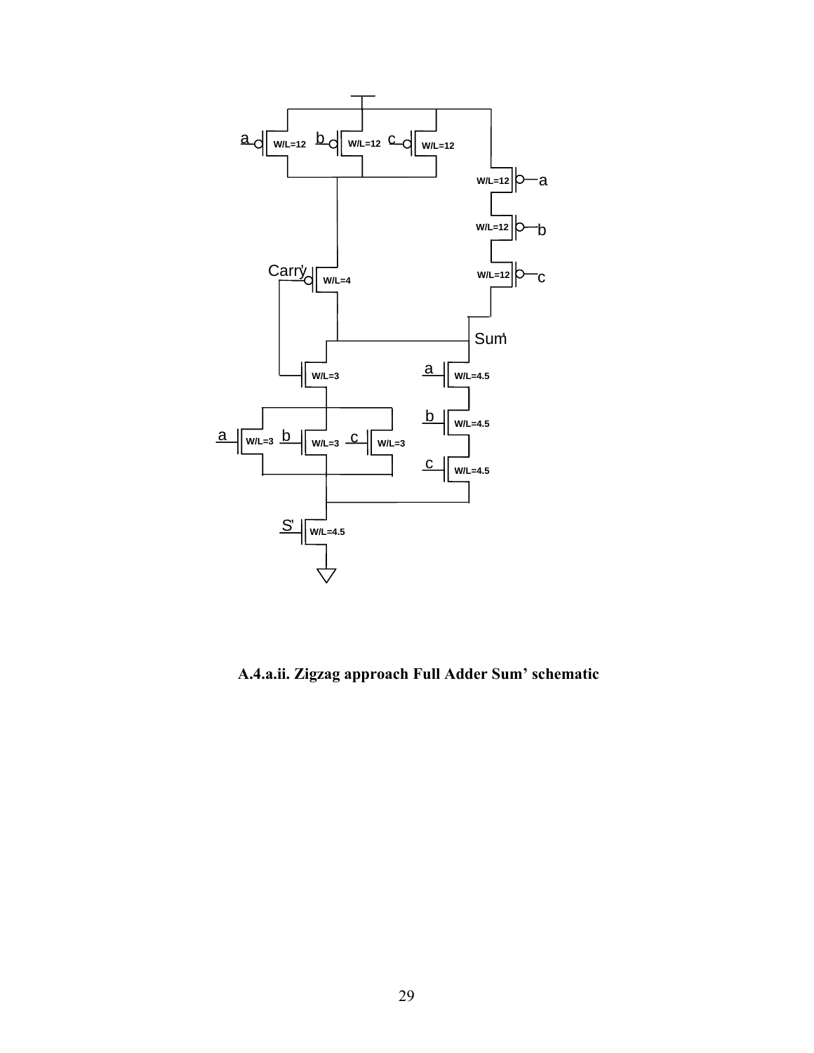**A.4.a.ii. Zigzag approach Full Adder Sum' schematic**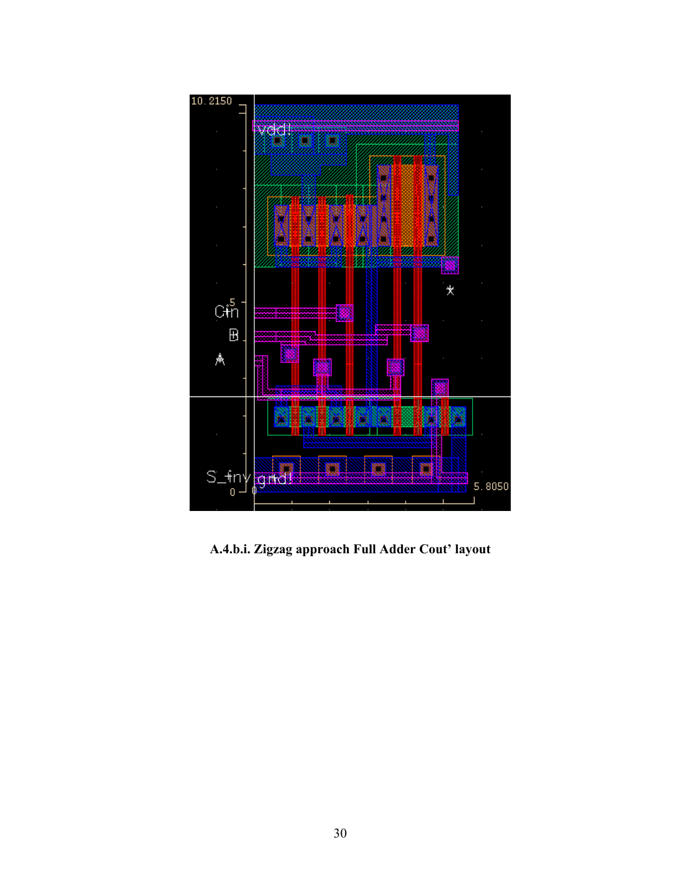**A.4.b.i. Zigzag approach Full Adder Cout' layout**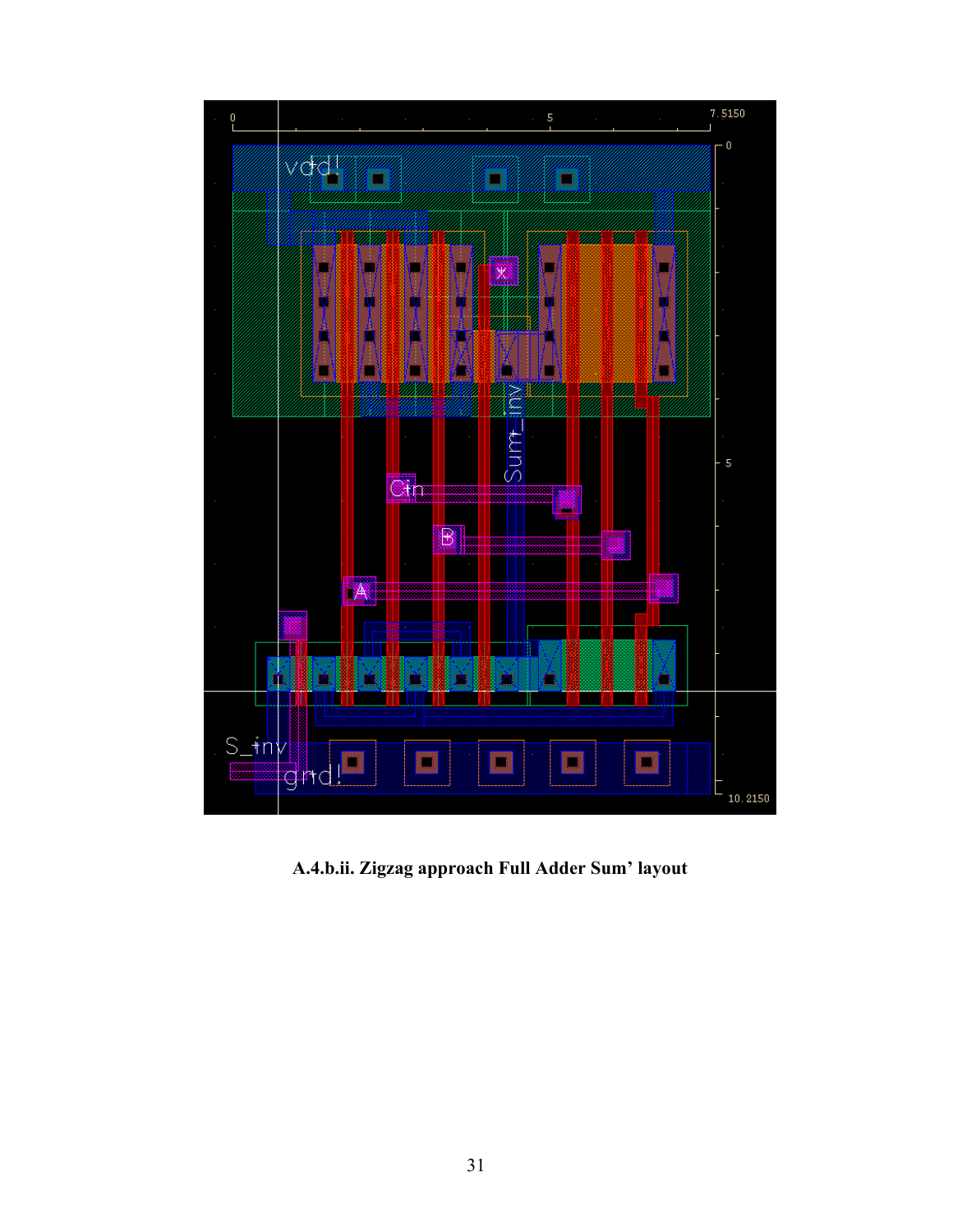**A.4.b.ii. Zigzag approach Full Adder Sum' layout**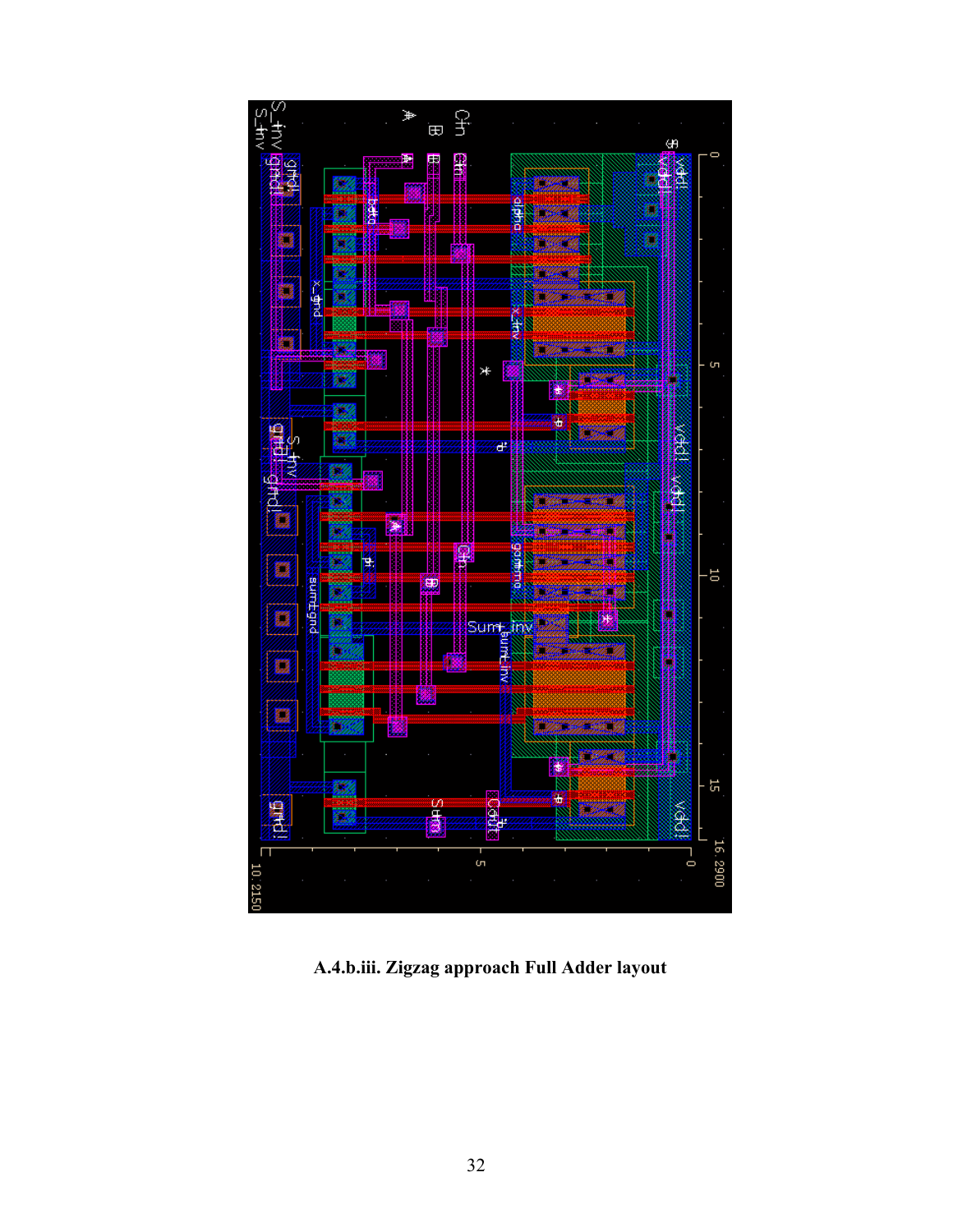**A.4.b.iii. Zigzag approach Full Adder layout**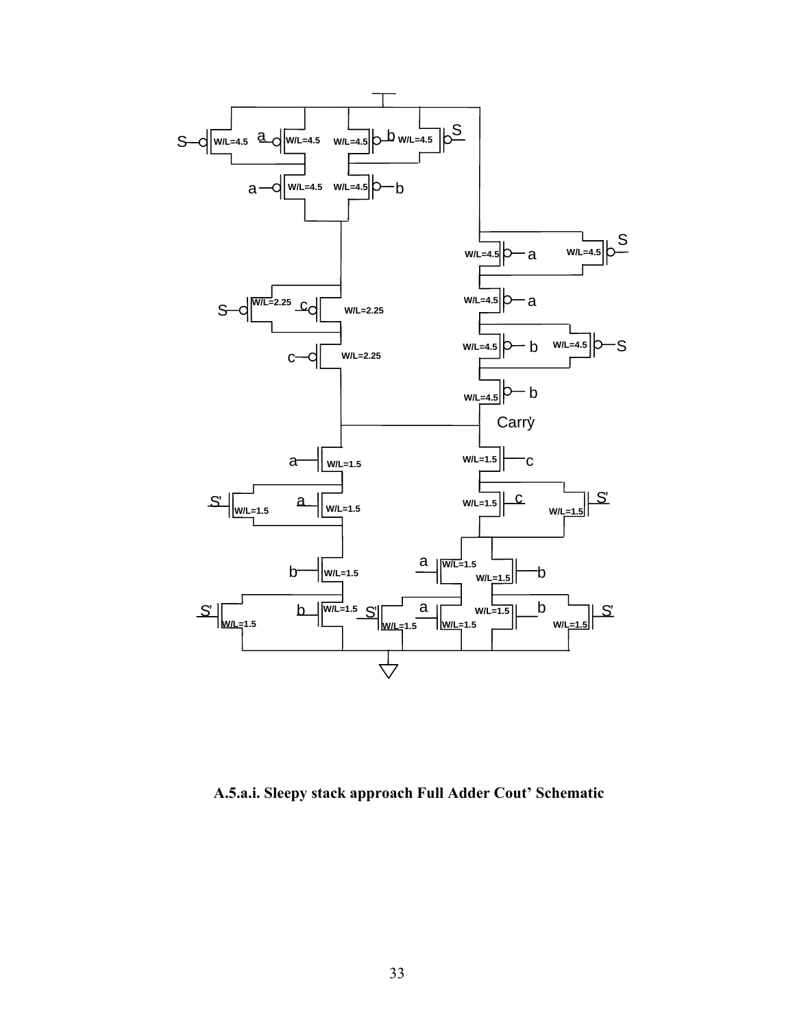A.5.a.i. Sleepy stack approach Full Adder Cout' Schematic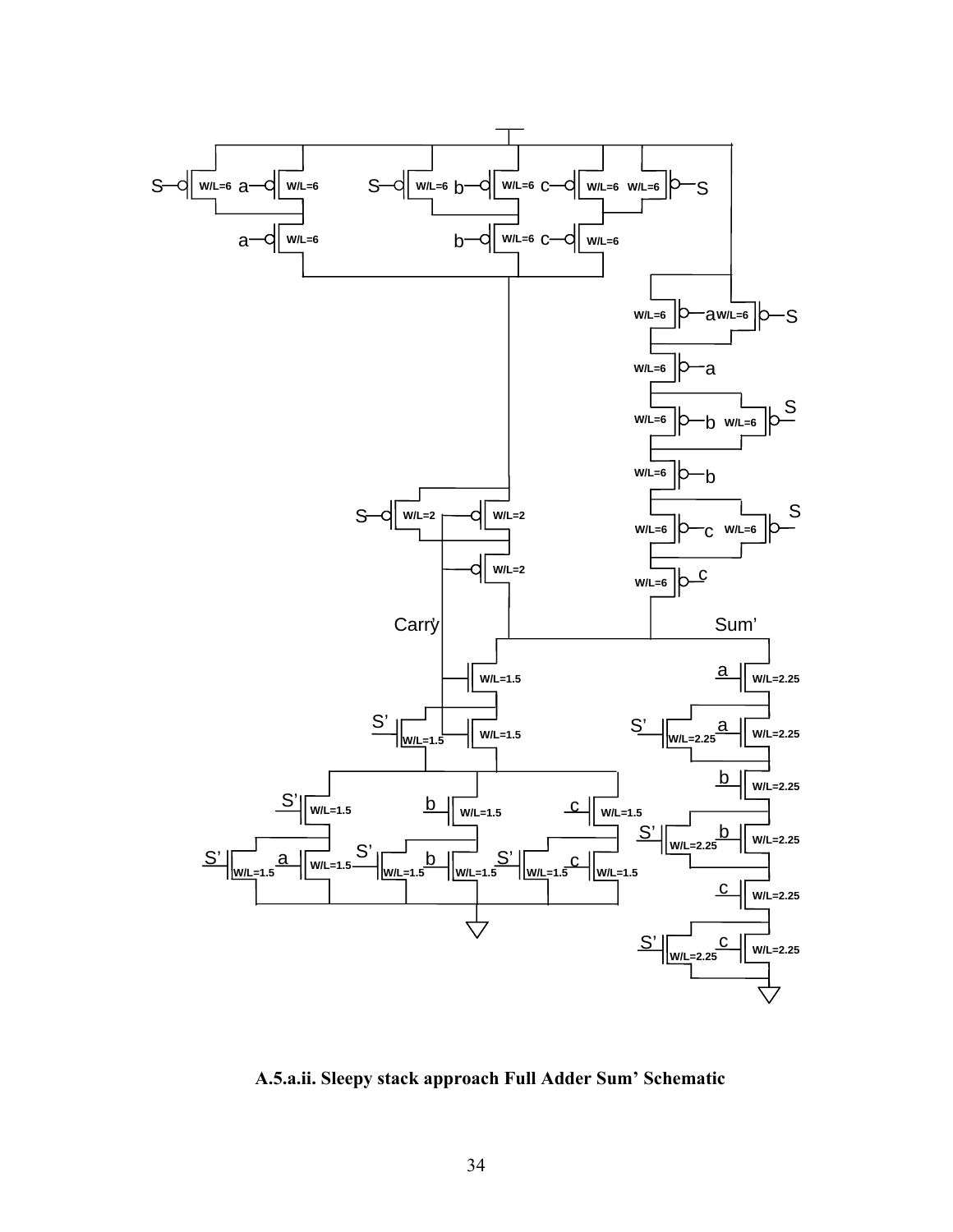**A.5.a.ii. Sleepy stack approach Full Adder Sum' Schematic**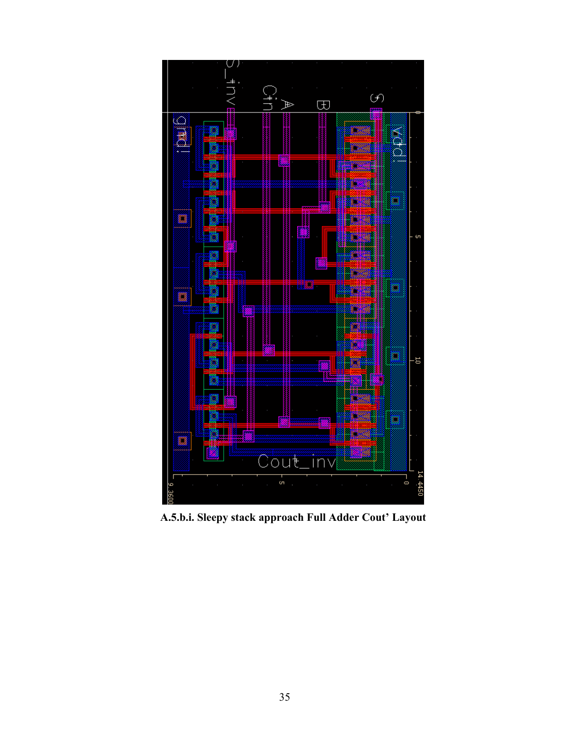A.5.b.i. Sleepy stack approach Full Adder Cout' Layout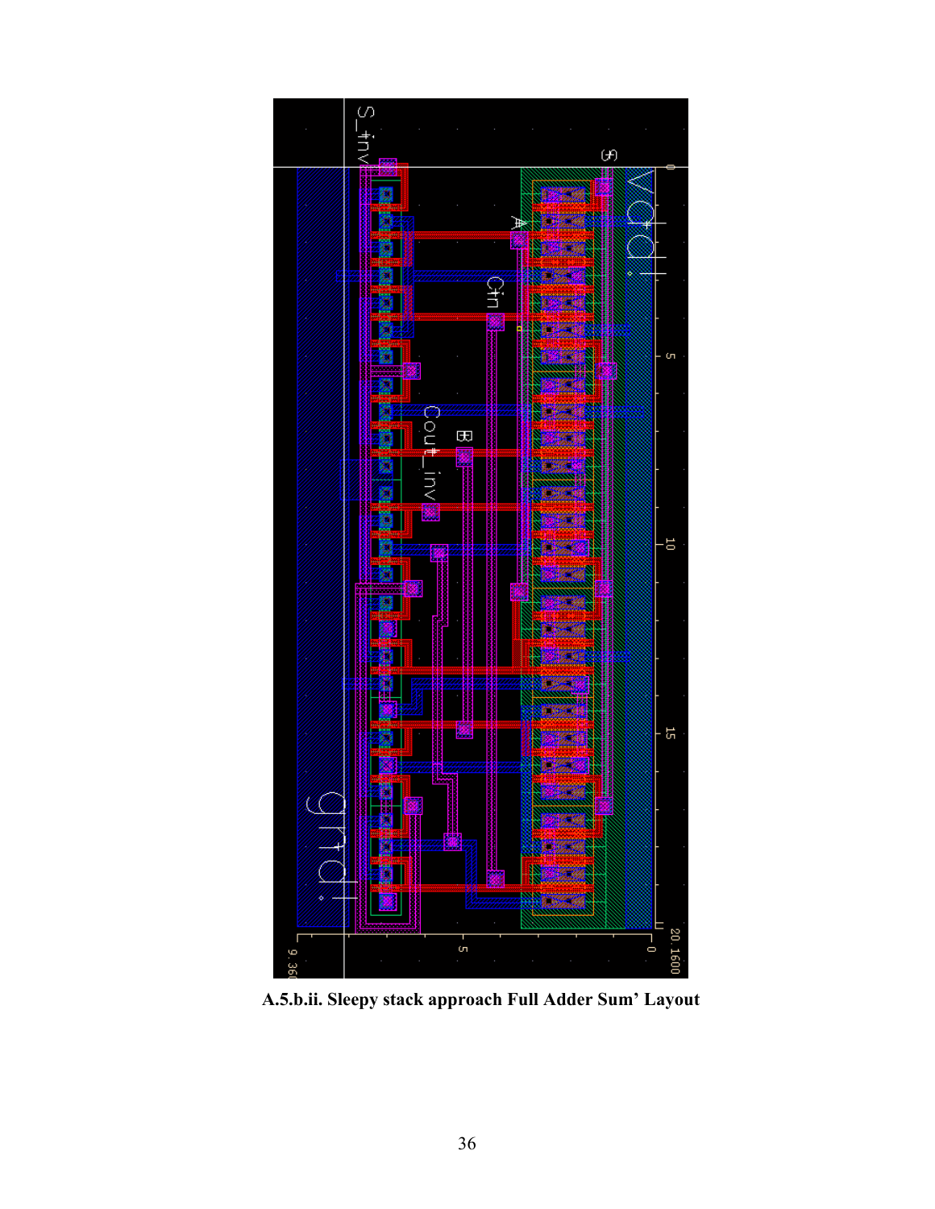**A.5.b.ii. Sleepy stack approach Full Adder Sum' Layout**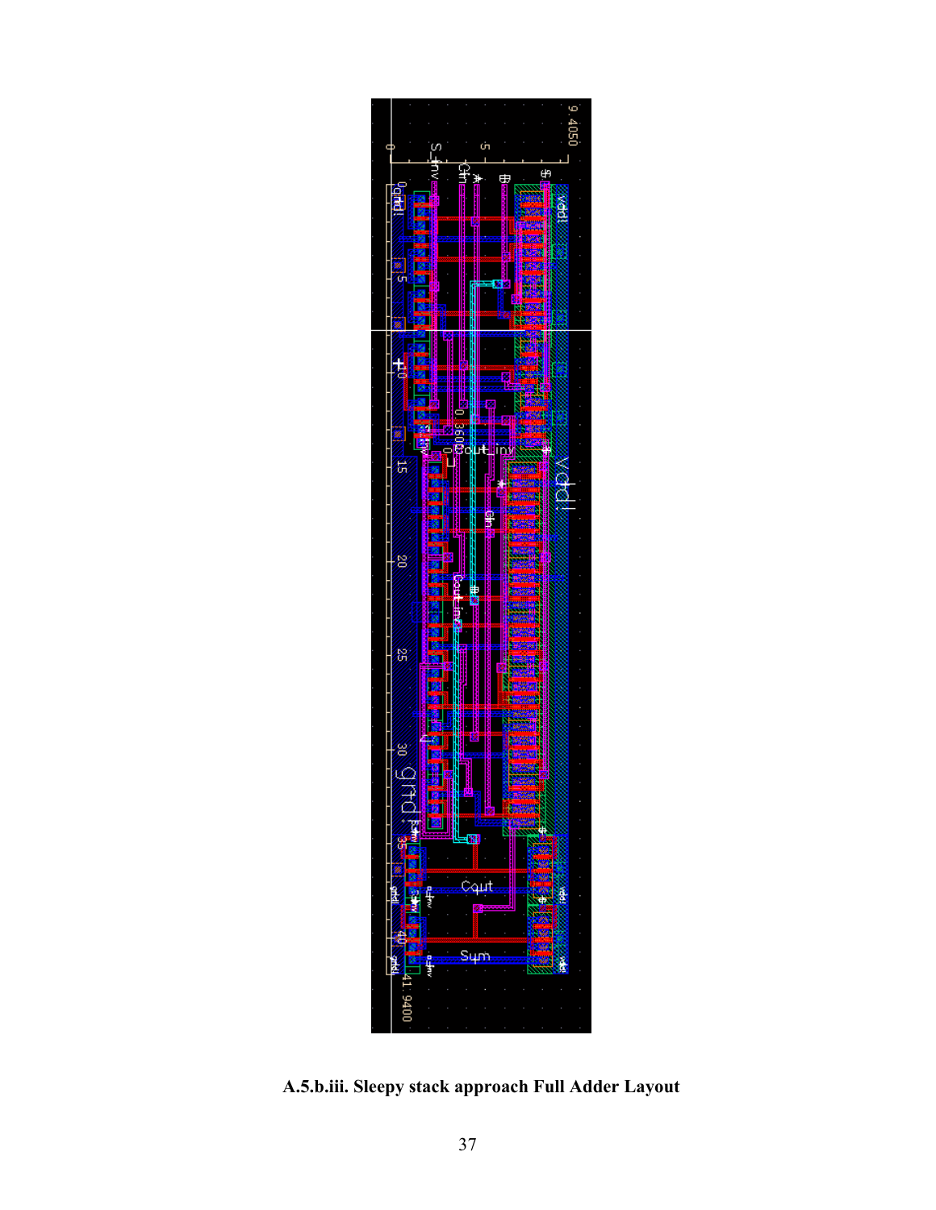**A.5.b.iii. Sleepy stack approach Full Adder Layout**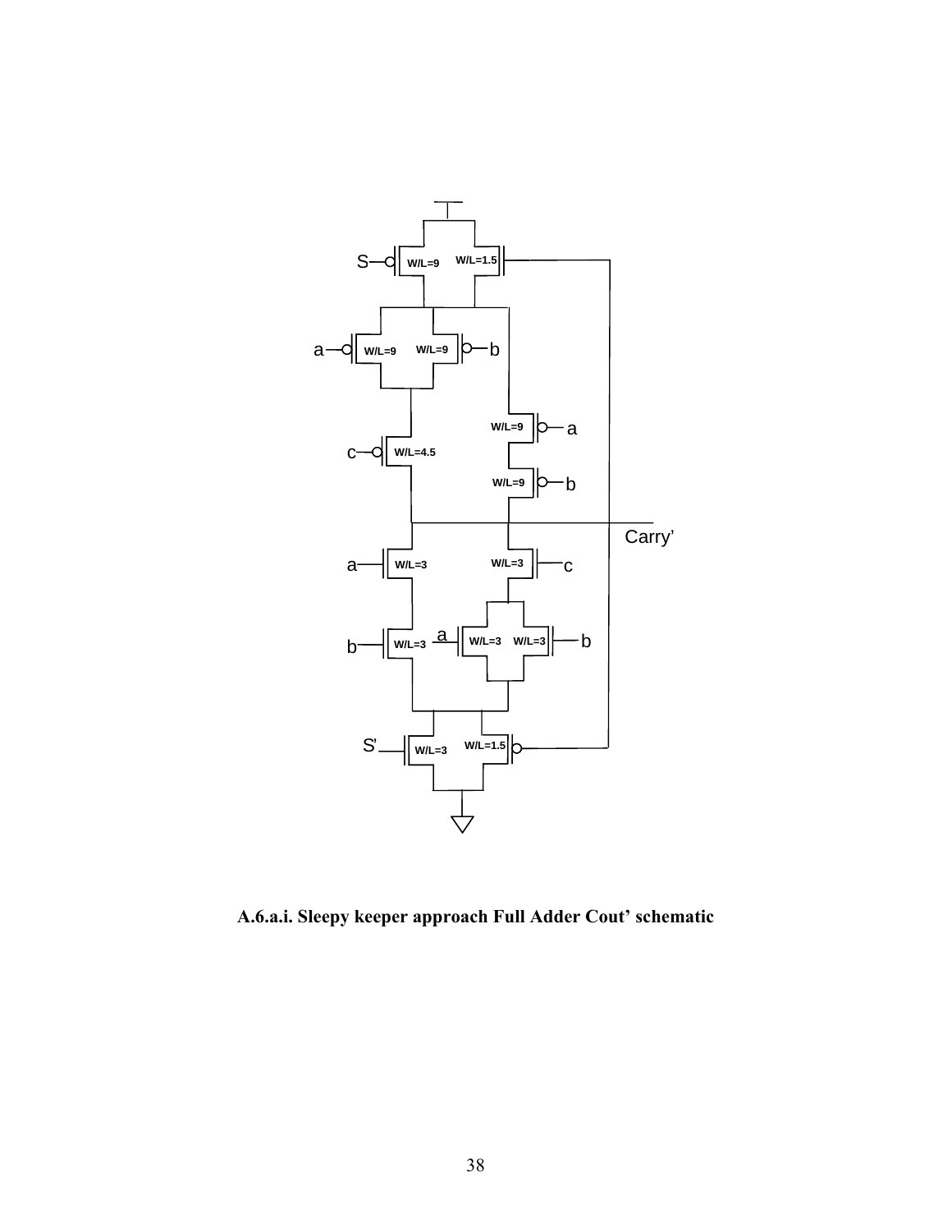**A.6.a.i. Sleepy keeper approach Full Adder Cout' schematic**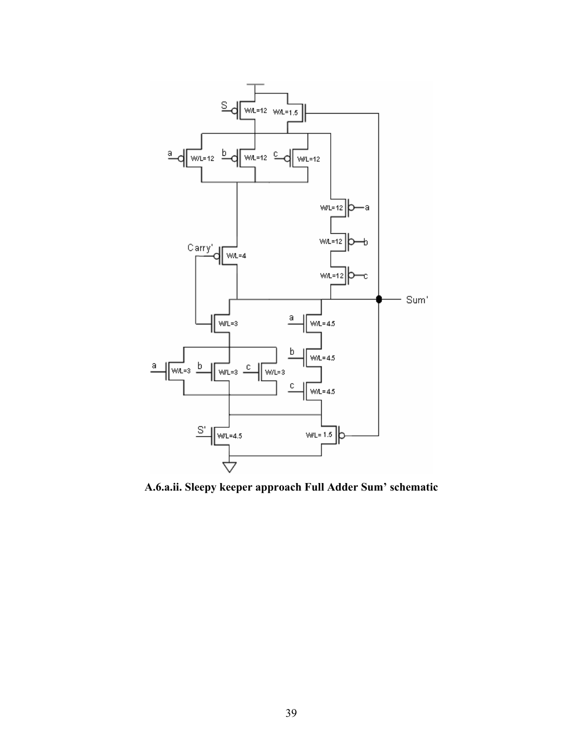**A.6.a.ii. Sleepy keeper approach Full Adder Sum' schematic**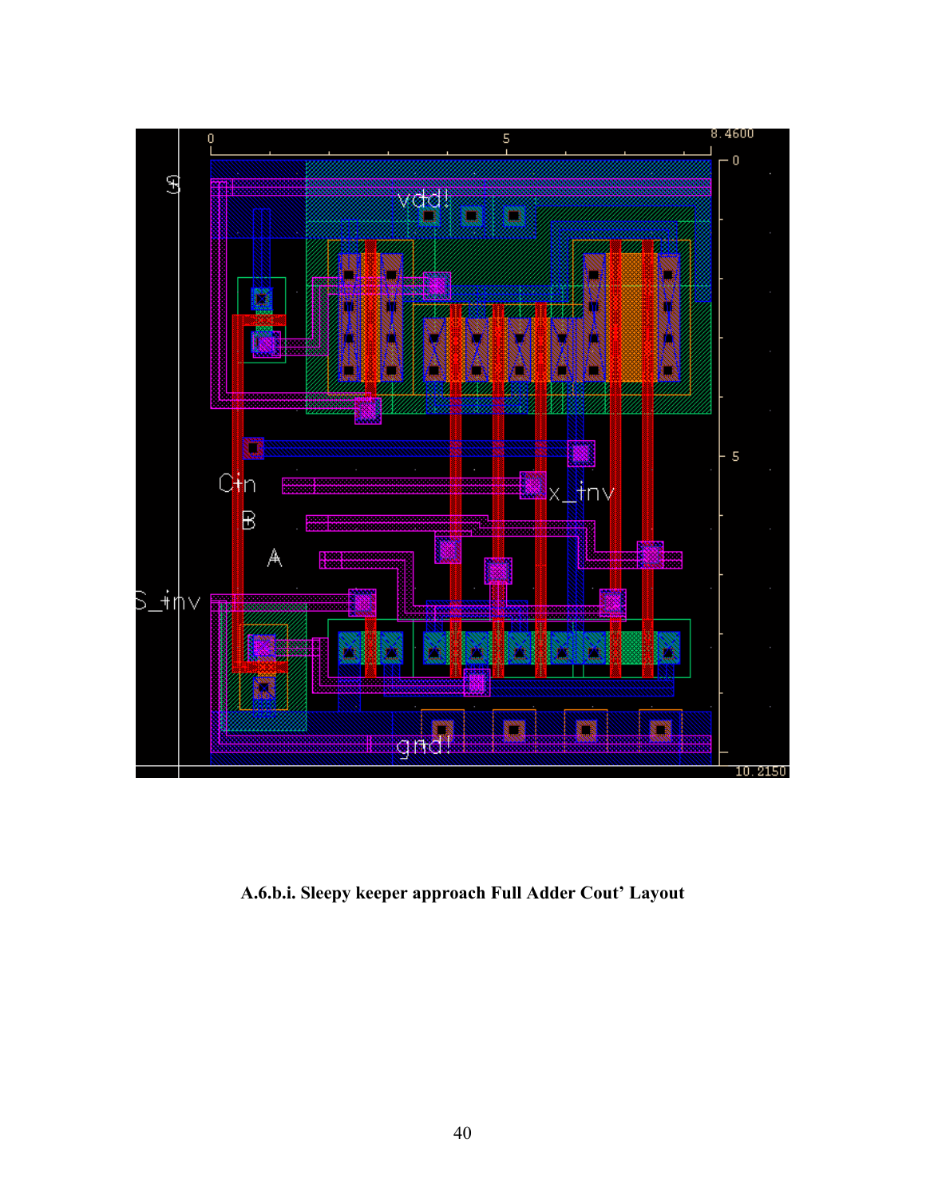**A.6.b.i. Sleepy keeper approach Full Adder Cout’ Layout**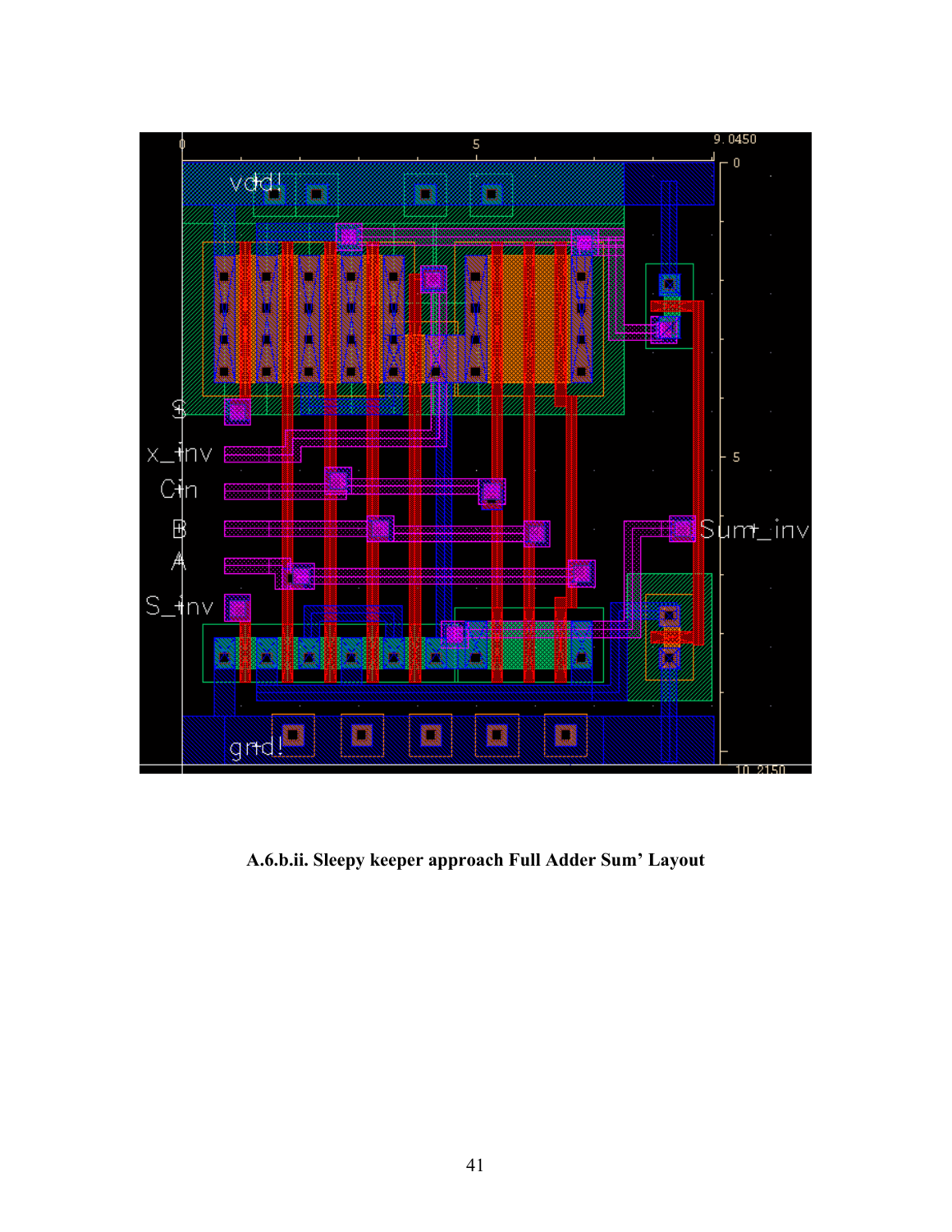**A.6.b.ii. Sleepy keeper approach Full Adder Sum' Layout**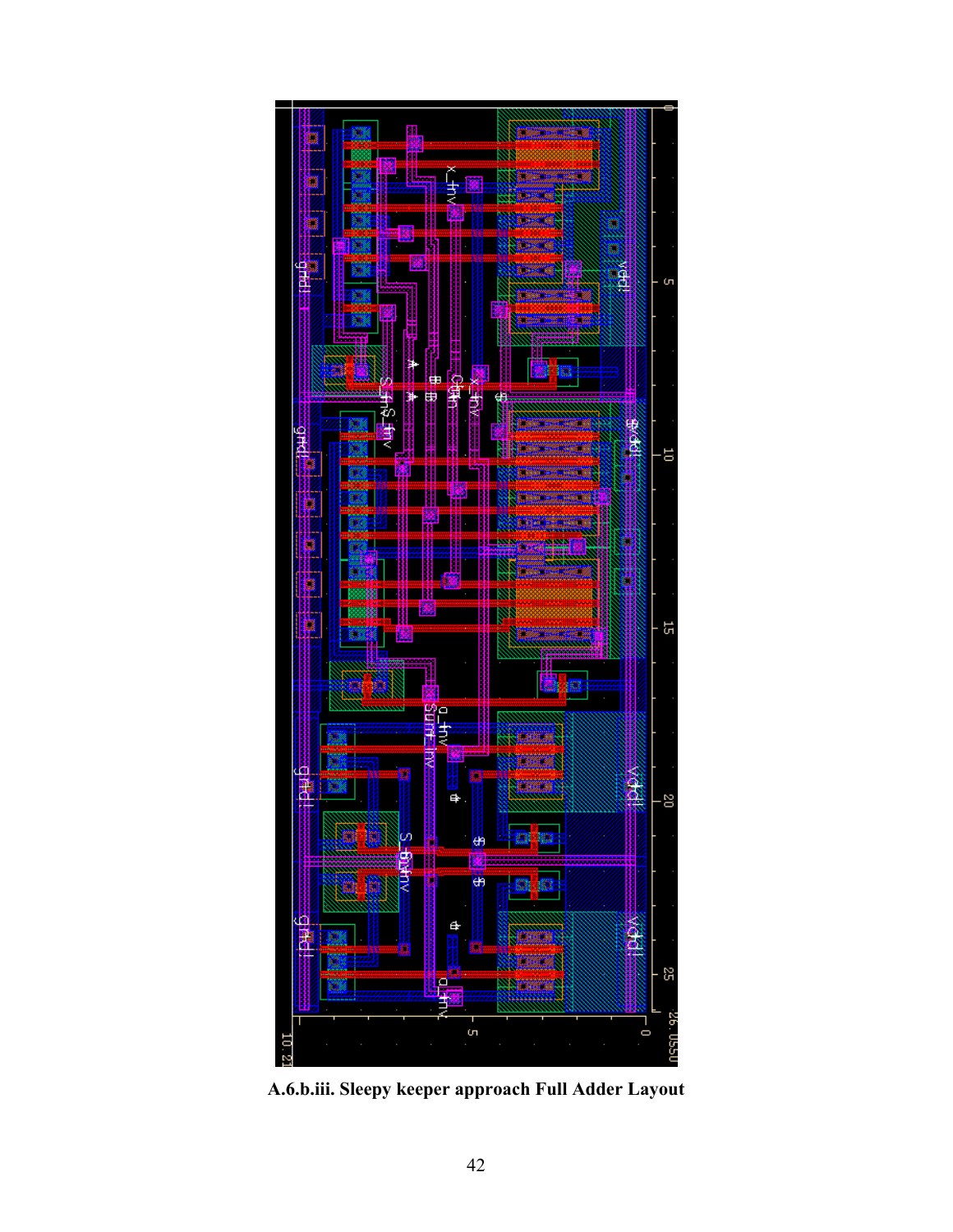**A.6.b.iii. Sleepy keeper approach Full Adder Layout**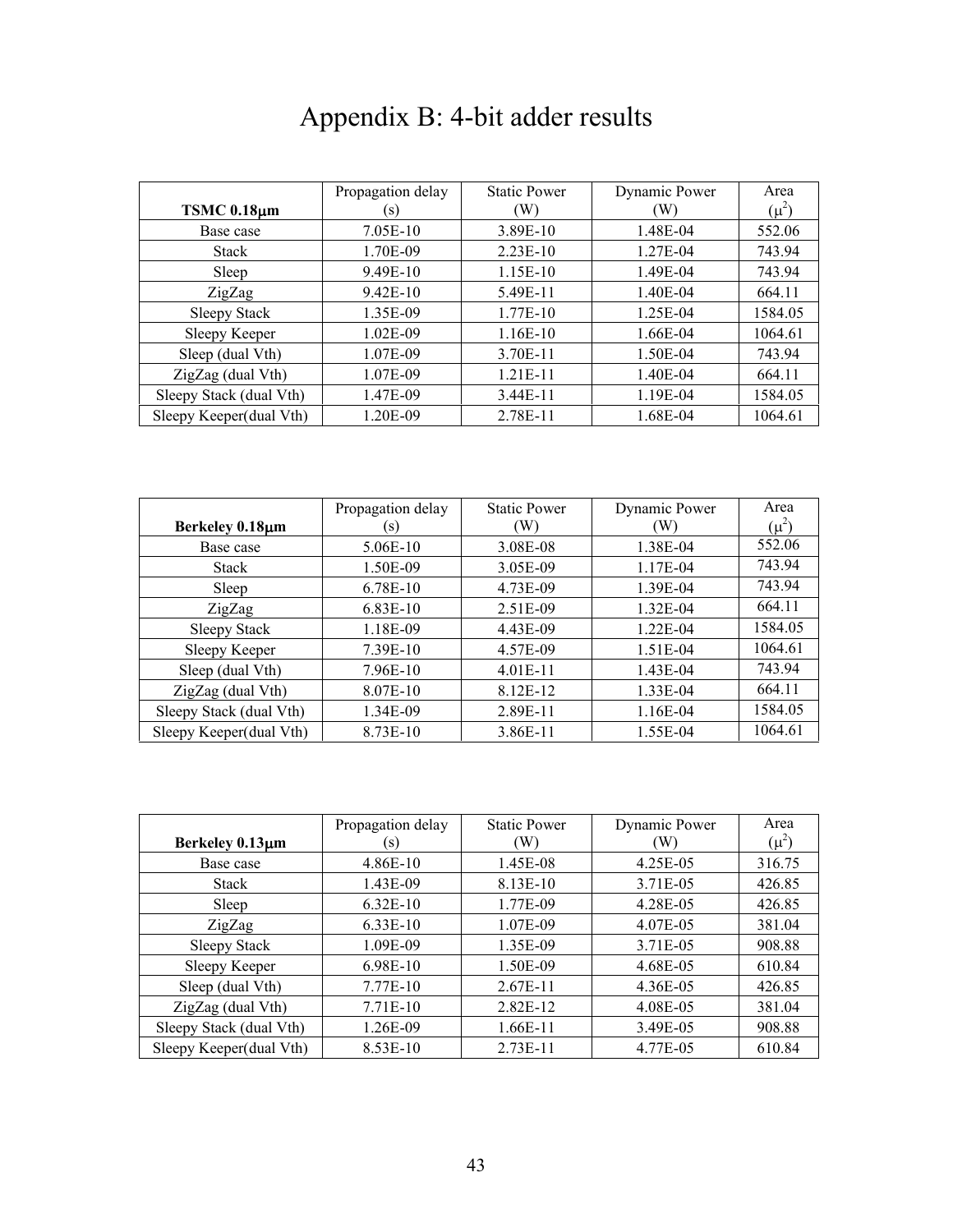# Appendix B: 4-bit adder results

| **TSMC 0.18μm** | Propagation delay (s) | Static Power (W) | Dynamic Power (W) | Area ($\mu^2$) |
|---|---|---|---|---|
| Base case | 7.05E-10 | 3.89E-10 | 1.48E-04 | 552.06 |
| Stack | 1.70E-09 | 2.23E-10 | 1.27E-04 | 743.94 |
| Sleep | 9.49E-10 | 1.15E-10 | 1.49E-04 | 743.94 |
| ZigZag | 9.42E-10 | 5.49E-11 | 1.40E-04 | 664.11 |
| Sleepy Stack | 1.35E-09 | 1.77E-10 | 1.25E-04 | 1584.05 |
| Sleepy Keeper | 1.02E-09 | 1.16E-10 | 1.66E-04 | 1064.61 |
| Sleep (dual Vth) | 1.07E-09 | 3.70E-11 | 1.50E-04 | 743.94 |
| ZigZag (dual Vth) | 1.07E-09 | 1.21E-11 | 1.40E-04 | 664.11 |
| Sleepy Stack (dual Vth) | 1.47E-09 | 3.44E-11 | 1.19E-04 | 1584.05 |
| Sleepy Keeper(dual Vth) | 1.20E-09 | 2.78E-11 | 1.68E-04 | 1064.61 |

| **Berkeley 0.18μm** | Propagation delay (s) | Static Power (W) | Dynamic Power (W) | Area ($\mu^2$) |
|---|---|---|---|---|
| Base case | 5.06E-10 | 3.08E-08 | 1.38E-04 | 552.06 |
| Stack | 1.50E-09 | 3.05E-09 | 1.17E-04 | 743.94 |
| Sleep | 6.78E-10 | 4.73E-09 | 1.39E-04 | 743.94 |
| ZigZag | 6.83E-10 | 2.51E-09 | 1.32E-04 | 664.11 |
| Sleepy Stack | 1.18E-09 | 4.43E-09 | 1.22E-04 | 1584.05 |
| Sleepy Keeper | 7.39E-10 | 4.57E-09 | 1.51E-04 | 1064.61 |
| Sleep (dual Vth) | 7.96E-10 | 4.01E-11 | 1.43E-04 | 743.94 |
| ZigZag (dual Vth) | 8.07E-10 | 8.12E-12 | 1.33E-04 | 664.11 |
| Sleepy Stack (dual Vth) | 1.34E-09 | 2.89E-11 | 1.16E-04 | 1584.05 |
| Sleepy Keeper(dual Vth) | 8.73E-10 | 3.86E-11 | 1.55E-04 | 1064.61 |

| **Berkeley 0.13μm** | Propagation delay (s) | Static Power (W) | Dynamic Power (W) | Area ($\mu^2$) |
|---|---|---|---|---|
| Base case | 4.86E-10 | 1.45E-08 | 4.25E-05 | 316.75 |
| Stack | 1.43E-09 | 8.13E-10 | 3.71E-05 | 426.85 |
| Sleep | 6.32E-10 | 1.77E-09 | 4.28E-05 | 426.85 |
| ZigZag | 6.33E-10 | 1.07E-09 | 4.07E-05 | 381.04 |
| Sleepy Stack | 1.09E-09 | 1.35E-09 | 3.71E-05 | 908.88 |
| Sleepy Keeper | 6.98E-10 | 1.50E-09 | 4.68E-05 | 610.84 |
| Sleep (dual Vth) | 7.77E-10 | 2.67E-11 | 4.36E-05 | 426.85 |
| ZigZag (dual Vth) | 7.71E-10 | 2.82E-12 | 4.08E-05 | 381.04 |
| Sleepy Stack (dual Vth) | 1.26E-09 | 1.66E-11 | 3.49E-05 | 908.88 |
| Sleepy Keeper(dual Vth) | 8.53E-10 | 2.73E-11 | 4.77E-05 | 610.84 |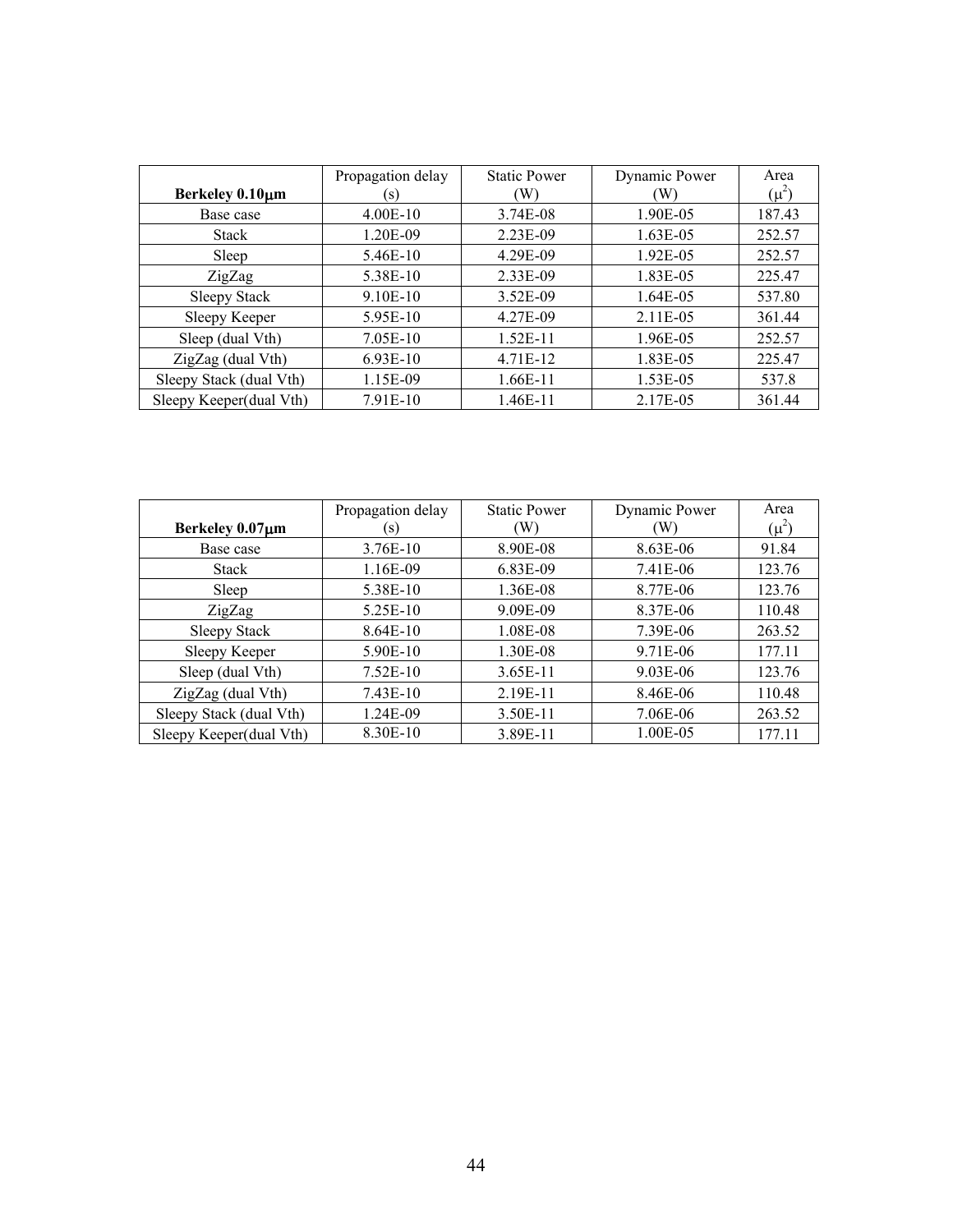| **Berkeley 0.10μm** | Propagation delay (s) | Static Power (W) | Dynamic Power (W) | Area ($\mu^2$) |
|---|---|---|---|---|
| Base case | 4.00E-10 | 3.74E-08 | 1.90E-05 | 187.43 |
| Stack | 1.20E-09 | 2.23E-09 | 1.63E-05 | 252.57 |
| Sleep | 5.46E-10 | 4.29E-09 | 1.92E-05 | 252.57 |
| ZigZag | 5.38E-10 | 2.33E-09 | 1.83E-05 | 225.47 |
| Sleepy Stack | 9.10E-10 | 3.52E-09 | 1.64E-05 | 537.80 |
| Sleepy Keeper | 5.95E-10 | 4.27E-09 | 2.11E-05 | 361.44 |
| Sleep (dual Vth) | 7.05E-10 | 1.52E-11 | 1.96E-05 | 252.57 |
| ZigZag (dual Vth) | 6.93E-10 | 4.71E-12 | 1.83E-05 | 225.47 |
| Sleepy Stack (dual Vth) | 1.15E-09 | 1.66E-11 | 1.53E-05 | 537.8 |
| Sleepy Keeper(dual Vth) | 7.91E-10 | 1.46E-11 | 2.17E-05 | 361.44 |

| **Berkeley 0.07μm** | Propagation delay (s) | Static Power (W) | Dynamic Power (W) | Area ($\mu^2$) |
|---|---|---|---|---|
| Base case | 3.76E-10 | 8.90E-08 | 8.63E-06 | 91.84 |
| Stack | 1.16E-09 | 6.83E-09 | 7.41E-06 | 123.76 |
| Sleep | 5.38E-10 | 1.36E-08 | 8.77E-06 | 123.76 |
| ZigZag | 5.25E-10 | 9.09E-09 | 8.37E-06 | 110.48 |
| Sleepy Stack | 8.64E-10 | 1.08E-08 | 7.39E-06 | 263.52 |
| Sleepy Keeper | 5.90E-10 | 1.30E-08 | 9.71E-06 | 177.11 |
| Sleep (dual Vth) | 7.52E-10 | 3.65E-11 | 9.03E-06 | 123.76 |
| ZigZag (dual Vth) | 7.43E-10 | 2.19E-11 | 8.46E-06 | 110.48 |
| Sleepy Stack (dual Vth) | 1.24E-09 | 3.50E-11 | 7.06E-06 | 263.52 |
| Sleepy Keeper(dual Vth) | 8.30E-10 | 3.89E-11 | 1.00E-05 | 177.11 |